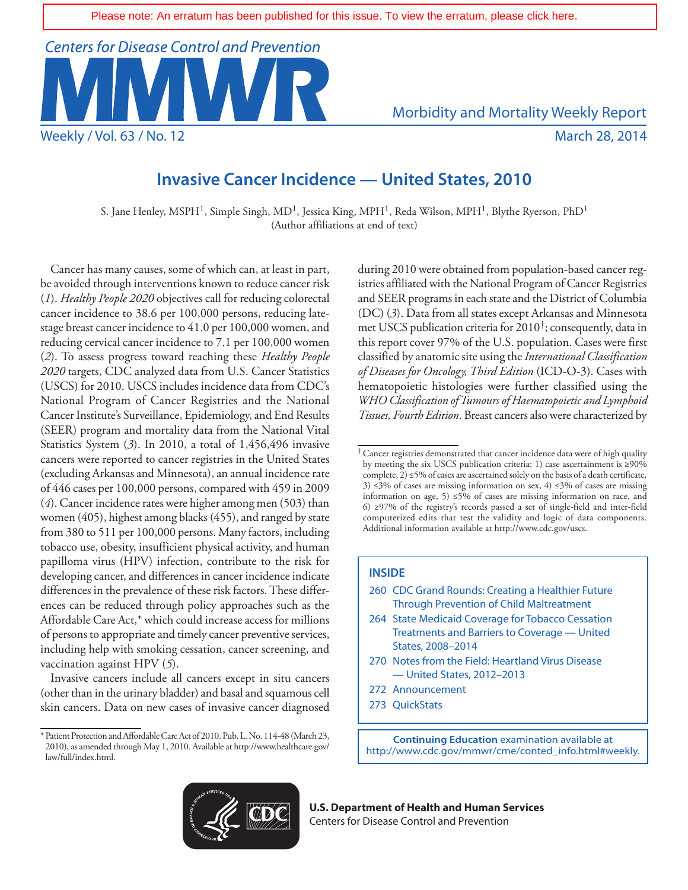Please note: An erratum has been published for this issue. To view the erratum, please click here.

# Invasive Cancer Incidence — United States, 2010

S. Jane Henley, MSPH[1], Simple Singh, MD[1], Jessica King, MPH[1], Reda Wilson, MPH[1], Blythe Ryerson, PhD[1]
(Author affiliations at end of text)

Cancer has many causes, some of which can, at least in part, be avoided through interventions known to reduce cancer risk (*1*). *Healthy People 2020* objectives call for reducing colorectal cancer incidence to 38.6 per 100,000 persons, reducing late-stage breast cancer incidence to 41.0 per 100,000 women, and reducing cervical cancer incidence to 7.1 per 100,000 women (*2*). To assess progress toward reaching these *Healthy People 2020* targets, CDC analyzed data from U.S. Cancer Statistics (USCS) for 2010. USCS includes incidence data from CDC's National Program of Cancer Registries and the National Cancer Institute's Surveillance, Epidemiology, and End Results (SEER) program and mortality data from the National Vital Statistics System (*3*). In 2010, a total of 1,456,496 invasive cancers were reported to cancer registries in the United States (excluding Arkansas and Minnesota), an annual incidence rate of 446 cases per 100,000 persons, compared with 459 in 2009 (*4*). Cancer incidence rates were higher among men (503) than women (405), highest among blacks (455), and ranged by state from 380 to 511 per 100,000 persons. Many factors, including tobacco use, obesity, insufficient physical activity, and human papilloma virus (HPV) infection, contribute to the risk for developing cancer, and differences in cancer incidence indicate differences in the prevalence of these risk factors. These differences can be reduced through policy approaches such as the Affordable Care Act,* which could increase access for millions of persons to appropriate and timely cancer preventive services, including help with smoking cessation, cancer screening, and vaccination against HPV (*5*).

Invasive cancers include all cancers except in situ cancers (other than in the urinary bladder) and basal and squamous cell skin cancers. Data on new cases of invasive cancer diagnosed during 2010 were obtained from population-based cancer registries affiliated with the National Program of Cancer Registries and SEER programs in each state and the District of Columbia (DC) (*3*). Data from all states except Arkansas and Minnesota met USCS publication criteria for 2010[†]; consequently, data in this report cover 97% of the U.S. population. Cases were first classified by anatomic site using the *International Classification of Diseases for Oncology, Third Edition* (ICD-O-3). Cases with hematopoietic histologies were further classified using the *WHO Classification of Tumours of Haematopoietic and Lymphoid Tissues, Fourth Edition*. Breast cancers also were characterized by

\* Patient Protection and Affordable Care Act of 2010. Pub. L. No. 114-48 (March 23, 2010), as amended through May 1, 2010. Available at http://www.healthcare.gov/law/full/index.html.

† Cancer registries demonstrated that cancer incidence data were of high quality by meeting the six USCS publication criteria: 1) case ascertainment is ≥90% complete, 2) ≤5% of cases are ascertained solely on the basis of a death certificate, 3) ≤3% of cases are missing information on sex, 4) ≤3% of cases are missing information on age, 5) ≤5% of cases are missing information on race, and 6) ≥97% of the registry's records passed a set of single-field and inter-field computerized edits that test the validity and logic of data components. Additional information available at http://www.cdc.gov/uscs.

**INSIDE**

- 260 CDC Grand Rounds: Creating a Healthier Future Through Prevention of Child Maltreatment
- 264 State Medicaid Coverage for Tobacco Cessation Treatments and Barriers to Coverage — United States, 2008–2014
- 270 Notes from the Field: Heartland Virus Disease — United States, 2012–2013
- 272 Announcement
- 273 QuickStats

**Continuing Education** examination available at http://www.cdc.gov/mmwr/cme/conted_info.html#weekly.

**U.S. Department of Health and Human Services**
Centers for Disease Control and Prevention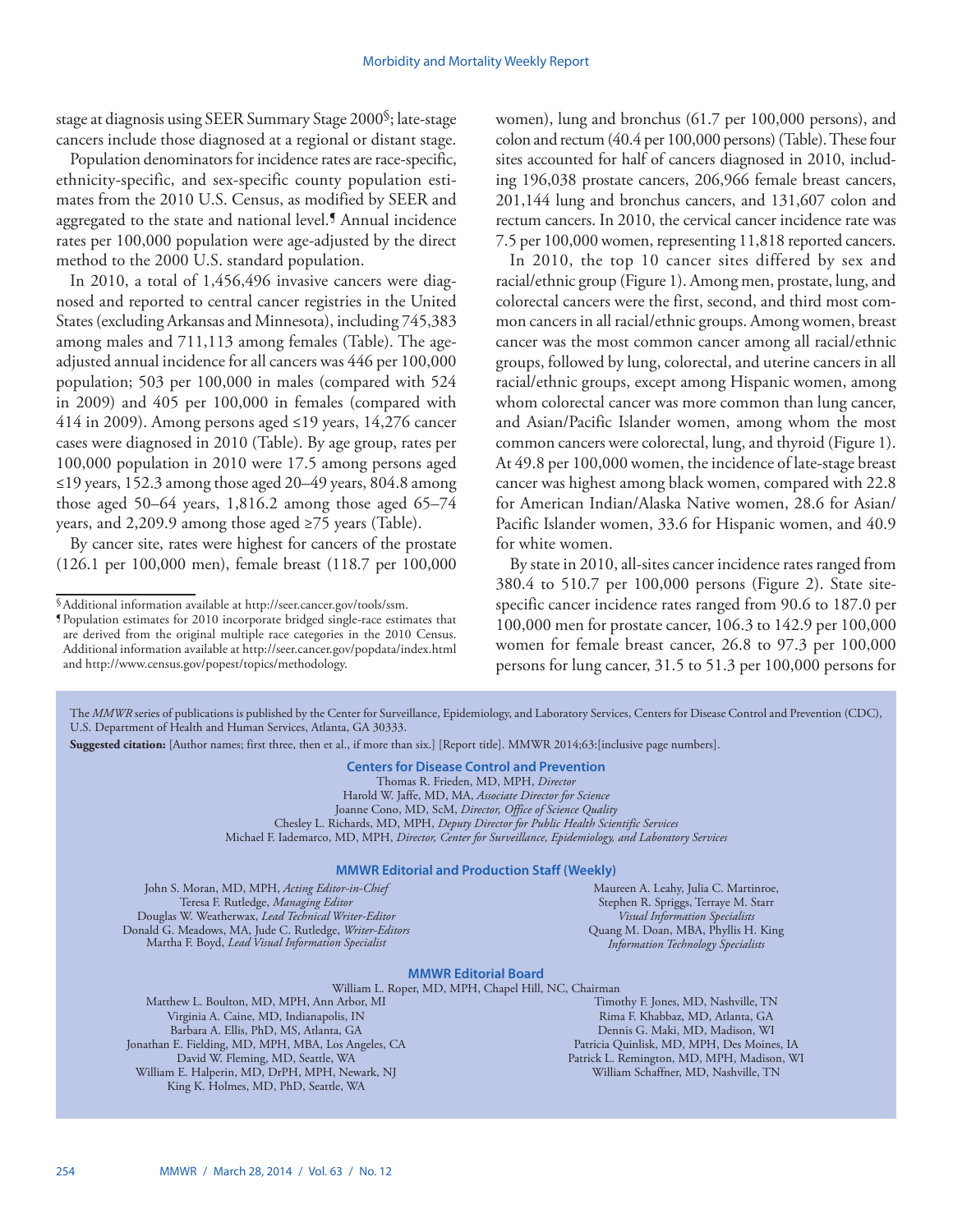stage at diagnosis using SEER Summary Stage 2000[§]; late-stage cancers include those diagnosed at a regional or distant stage.

Population denominators for incidence rates are race-specific, ethnicity-specific, and sex-specific county population estimates from the 2010 U.S. Census, as modified by SEER and aggregated to the state and national level.[¶] Annual incidence rates per 100,000 population were age-adjusted by the direct method to the 2000 U.S. standard population.

In 2010, a total of 1,456,496 invasive cancers were diagnosed and reported to central cancer registries in the United States (excluding Arkansas and Minnesota), including 745,383 among males and 711,113 among females (Table). The age-adjusted annual incidence for all cancers was 446 per 100,000 population; 503 per 100,000 in males (compared with 524 in 2009) and 405 per 100,000 in females (compared with 414 in 2009). Among persons aged ≤19 years, 14,276 cancer cases were diagnosed in 2010 (Table). By age group, rates per 100,000 population in 2010 were 17.5 among persons aged ≤19 years, 152.3 among those aged 20–49 years, 804.8 among those aged 50–64 years, 1,816.2 among those aged 65–74 years, and 2,209.9 among those aged ≥75 years (Table).

By cancer site, rates were highest for cancers of the prostate (126.1 per 100,000 men), female breast (118.7 per 100,000 women), lung and bronchus (61.7 per 100,000 persons), and colon and rectum (40.4 per 100,000 persons) (Table). These four sites accounted for half of cancers diagnosed in 2010, including 196,038 prostate cancers, 206,966 female breast cancers, 201,144 lung and bronchus cancers, and 131,607 colon and rectum cancers. In 2010, the cervical cancer incidence rate was 7.5 per 100,000 women, representing 11,818 reported cancers.

In 2010, the top 10 cancer sites differed by sex and racial/ethnic group (Figure 1). Among men, prostate, lung, and colorectal cancers were the first, second, and third most common cancers in all racial/ethnic groups. Among women, breast cancer was the most common cancer among all racial/ethnic groups, followed by lung, colorectal, and uterine cancers in all racial/ethnic groups, except among Hispanic women, among whom colorectal cancer was more common than lung cancer, and Asian/Pacific Islander women, among whom the most common cancers were colorectal, lung, and thyroid (Figure 1). At 49.8 per 100,000 women, the incidence of late-stage breast cancer was highest among black women, compared with 22.8 for American Indian/Alaska Native women, 28.6 for Asian/Pacific Islander women, 33.6 for Hispanic women, and 40.9 for white women.

By state in 2010, all-sites cancer incidence rates ranged from 380.4 to 510.7 per 100,000 persons (Figure 2). State site-specific cancer incidence rates ranged from 90.6 to 187.0 per 100,000 men for prostate cancer, 106.3 to 142.9 per 100,000 women for female breast cancer, 26.8 to 97.3 per 100,000 persons for lung cancer, 31.5 to 51.3 per 100,000 persons for

[§] Additional information available at http://seer.cancer.gov/tools/ssm.

[¶] Population estimates for 2010 incorporate bridged single-race estimates that are derived from the original multiple race categories in the 2010 Census. Additional information available at http://seer.cancer.gov/popdata/index.html and http://www.census.gov/popest/topics/methodology.

The *MMWR* series of publications is published by the Center for Surveillance, Epidemiology, and Laboratory Services, Centers for Disease Control and Prevention (CDC), U.S. Department of Health and Human Services, Atlanta, GA 30333.

**Suggested citation:** [Author names; first three, then et al., if more than six.] [Report title]. MMWR 2014;63:[inclusive page numbers].

**Centers for Disease Control and Prevention**

Thomas R. Frieden, MD, MPH, *Director*
Harold W. Jaffe, MD, MA, *Associate Director for Science*
Joanne Cono, MD, ScM, *Director, Office of Science Quality*
Chesley L. Richards, MD, MPH, *Deputy Director for Public Health Scientific Services*
Michael F. Iademarco, MD, MPH, *Director, Center for Surveillance, Epidemiology, and Laboratory Services*

**MMWR Editorial and Production Staff (Weekly)**

John S. Moran, MD, MPH, *Acting Editor-in-Chief*
Teresa F. Rutledge, *Managing Editor*
Douglas W. Weatherwax, *Lead Technical Writer-Editor*
Donald G. Meadows, MA, Jude C. Rutledge, *Writer-Editors*
Martha F. Boyd, *Lead Visual Information Specialist*
Maureen A. Leahy, Julia C. Martinroe, Stephen R. Spriggs, Terraye M. Starr, *Visual Information Specialists*
Quang M. Doan, MBA, Phyllis H. King, *Information Technology Specialists*

**MMWR Editorial Board**

William L. Roper, MD, MPH, Chapel Hill, NC, Chairman
Matthew L. Boulton, MD, MPH, Ann Arbor, MI
Virginia A. Caine, MD, Indianapolis, IN
Barbara A. Ellis, PhD, MS, Atlanta, GA
Jonathan E. Fielding, MD, MPH, MBA, Los Angeles, CA
David W. Fleming, MD, Seattle, WA
William E. Halperin, MD, DrPH, MPH, Newark, NJ
King K. Holmes, MD, PhD, Seattle, WA
Timothy F. Jones, MD, Nashville, TN
Rima F. Khabbaz, MD, Atlanta, GA
Dennis G. Maki, MD, Madison, WI
Patricia Quinlisk, MD, MPH, Des Moines, IA
Patrick L. Remington, MD, MPH, Madison, WI
William Schaffner, MD, Nashville, TN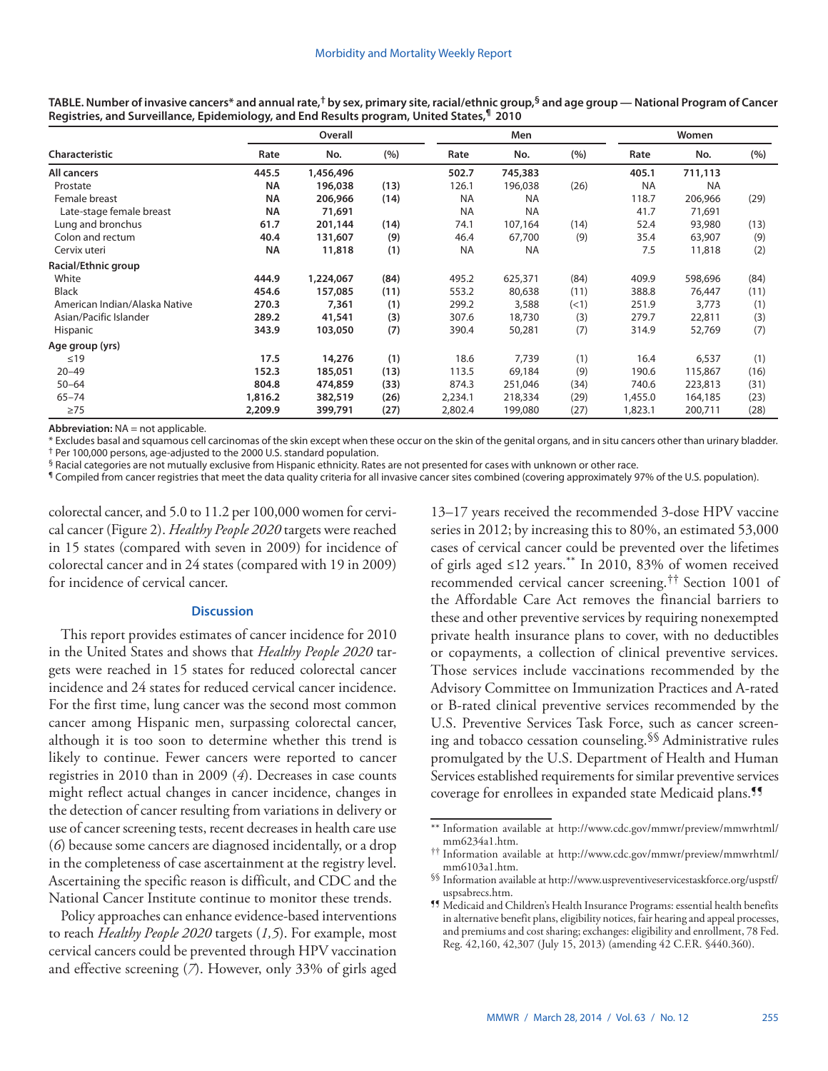**TABLE. Number of invasive cancers* and annual rate,† by sex, primary site, racial/ethnic group,§ and age group — National Program of Cancer Registries, and Surveillance, Epidemiology, and End Results program, United States,¶ 2010**

| Characteristic | Overall | | | Men | | | Women | | |
|---|---|---|---|---|---|---|---|---|---|
| | Rate | No. | (%) | Rate | No. | (%) | Rate | No. | (%) |
| **All cancers** | **445.5** | **1,456,496** | | **502.7** | **745,383** | | **405.1** | **711,113** | |
| Prostate | **NA** | **196,038** | **(13)** | 126.1 | 196,038 | (26) | NA | NA | |
| Female breast | **NA** | **206,966** | **(14)** | NA | NA | | 118.7 | 206,966 | (29) |
| Late-stage female breast | **NA** | **71,691** | | NA | NA | | 41.7 | 71,691 | |
| Lung and bronchus | **61.7** | **201,144** | **(14)** | 74.1 | 107,164 | (14) | 52.4 | 93,980 | (13) |
| Colon and rectum | **40.4** | **131,607** | **(9)** | 46.4 | 67,700 | (9) | 35.4 | 63,907 | (9) |
| Cervix uteri | **NA** | **11,818** | **(1)** | NA | NA | | 7.5 | 11,818 | (2) |
| **Racial/Ethnic group** | | | | | | | | | |
| White | **444.9** | **1,224,067** | **(84)** | 495.2 | 625,371 | (84) | 409.9 | 598,696 | (84) |
| Black | **454.6** | **157,085** | **(11)** | 553.2 | 80,638 | (11) | 388.8 | 76,447 | (11) |
| American Indian/Alaska Native | **270.3** | **7,361** | **(1)** | 299.2 | 3,588 | (<1) | 251.9 | 3,773 | (1) |
| Asian/Pacific Islander | **289.2** | **41,541** | **(3)** | 307.6 | 18,730 | (3) | 279.7 | 22,811 | (3) |
| Hispanic | **343.9** | **103,050** | **(7)** | 390.4 | 50,281 | (7) | 314.9 | 52,769 | (7) |
| **Age group (yrs)** | | | | | | | | | |
| ≤19 | **17.5** | **14,276** | **(1)** | 18.6 | 7,739 | (1) | 16.4 | 6,537 | (1) |
| 20–49 | **152.3** | **185,051** | **(13)** | 113.5 | 69,184 | (9) | 190.6 | 115,867 | (16) |
| 50–64 | **804.8** | **474,859** | **(33)** | 874.3 | 251,046 | (34) | 740.6 | 223,813 | (31) |
| 65–74 | **1,816.2** | **382,519** | **(26)** | 2,234.1 | 218,334 | (29) | 1,455.0 | 164,185 | (23) |
| ≥75 | **2,209.9** | **399,791** | **(27)** | 2,802.4 | 199,080 | (27) | 1,823.1 | 200,711 | (28) |

**Abbreviation:** NA = not applicable.

* Excludes basal and squamous cell carcinomas of the skin except when these occur on the skin of the genital organs, and in situ cancers other than urinary bladder.

† Per 100,000 persons, age-adjusted to the 2000 U.S. standard population.

§ Racial categories are not mutually exclusive from Hispanic ethnicity. Rates are not presented for cases with unknown or other race.

¶ Compiled from cancer registries that meet the data quality criteria for all invasive cancer sites combined (covering approximately 97% of the U.S. population).

colorectal cancer, and 5.0 to 11.2 per 100,000 women for cervical cancer (Figure 2). *Healthy People 2020* targets were reached in 15 states (compared with seven in 2009) for incidence of colorectal cancer and in 24 states (compared with 19 in 2009) for incidence of cervical cancer.

## Discussion

This report provides estimates of cancer incidence for 2010 in the United States and shows that *Healthy People 2020* targets were reached in 15 states for reduced colorectal cancer incidence and 24 states for reduced cervical cancer incidence. For the first time, lung cancer was the second most common cancer among Hispanic men, surpassing colorectal cancer, although it is too soon to determine whether this trend is likely to continue. Fewer cancers were reported to cancer registries in 2010 than in 2009 (*4*). Decreases in case counts might reflect actual changes in cancer incidence, changes in the detection of cancer resulting from variations in delivery or use of cancer screening tests, recent decreases in health care use (*6*) because some cancers are diagnosed incidentally, or a drop in the completeness of case ascertainment at the registry level. Ascertaining the specific reason is difficult, and CDC and the National Cancer Institute continue to monitor these trends.

Policy approaches can enhance evidence-based interventions to reach *Healthy People 2020* targets (*1,5*). For example, most cervical cancers could be prevented through HPV vaccination and effective screening (*7*). However, only 33% of girls aged 13–17 years received the recommended 3-dose HPV vaccine series in 2012; by increasing this to 80%, an estimated 53,000 cases of cervical cancer could be prevented over the lifetimes of girls aged ≤12 years.** In 2010, 83% of women received recommended cervical cancer screening.†† Section 1001 of the Affordable Care Act removes the financial barriers to these and other preventive services by requiring nonexempted private health insurance plans to cover, with no deductibles or copayments, a collection of clinical preventive services. Those services include vaccinations recommended by the Advisory Committee on Immunization Practices and A-rated or B-rated clinical preventive services recommended by the U.S. Preventive Services Task Force, such as cancer screening and tobacco cessation counseling.§§ Administrative rules promulgated by the U.S. Department of Health and Human Services established requirements for similar preventive services coverage for enrollees in expanded state Medicaid plans.¶¶

** Information available at http://www.cdc.gov/mmwr/preview/mmwrhtml/mm6234a1.htm.

†† Information available at http://www.cdc.gov/mmwr/preview/mmwrhtml/mm6103a1.htm.

§§ Information available at http://www.uspreventiveservicestaskforce.org/uspstf/uspsabrecs.htm.

¶¶ Medicaid and Children's Health Insurance Programs: essential health benefits in alternative benefit plans, eligibility notices, fair hearing and appeal processes, and premiums and cost sharing; exchanges: eligibility and enrollment, 78 Fed. Reg. 42,160, 42,307 (July 15, 2013) (amending 42 C.F.R. §440.360).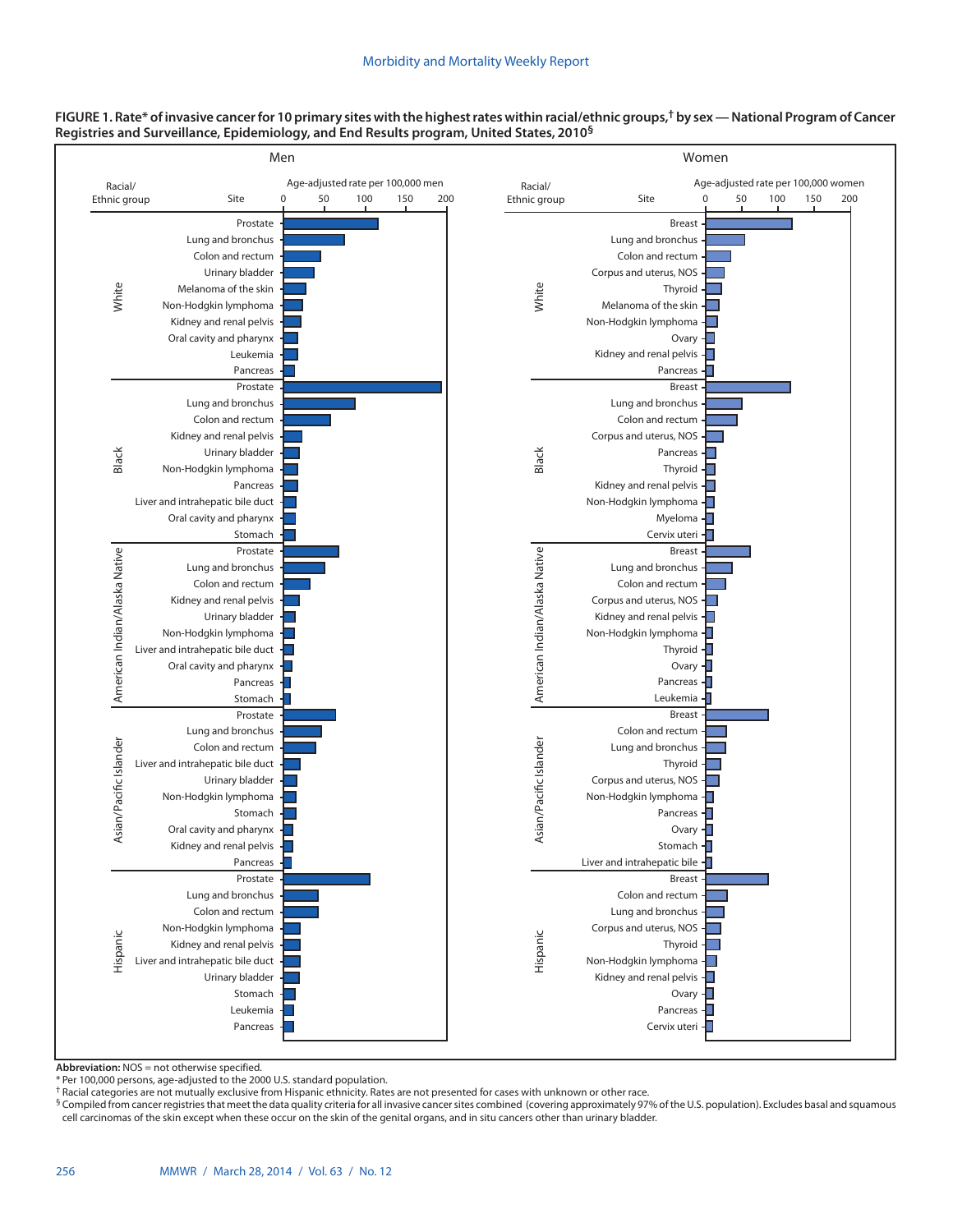**FIGURE 1. Rate* of invasive cancer for 10 primary sites with the highest rates within racial/ethnic groups,† by sex — National Program of Cancer Registries and Surveillance, Epidemiology, and End Results program, United States, 2010§**

Men

| Racial/Ethnic group | Site |
|---|---|
| White | Prostate |
| | Lung and bronchus |
| | Colon and rectum |
| | Urinary bladder |
| | Melanoma of the skin |
| | Non-Hodgkin lymphoma |
| | Kidney and renal pelvis |
| | Oral cavity and pharynx |
| | Leukemia |
| | Pancreas |
| Black | Prostate |
| | Lung and bronchus |
| | Colon and rectum |
| | Kidney and renal pelvis |
| | Urinary bladder |
| | Non-Hodgkin lymphoma |
| | Pancreas |
| | Liver and intrahepatic bile duct |
| | Oral cavity and pharynx |
| | Stomach |
| American Indian/Alaska Native | Prostate |
| | Lung and bronchus |
| | Colon and rectum |
| | Kidney and renal pelvis |
| | Urinary bladder |
| | Non-Hodgkin lymphoma |
| | Liver and intrahepatic bile duct |
| | Oral cavity and pharynx |
| | Pancreas |
| | Stomach |
| Asian/Pacific Islander | Prostate |
| | Lung and bronchus |
| | Colon and rectum |
| | Liver and intrahepatic bile duct |
| | Urinary bladder |
| | Non-Hodgkin lymphoma |
| | Stomach |
| | Oral cavity and pharynx |
| | Kidney and renal pelvis |
| | Pancreas |
| Hispanic | Prostate |
| | Lung and bronchus |
| | Colon and rectum |
| | Non-Hodgkin lymphoma |
| | Kidney and renal pelvis |
| | Liver and intrahepatic bile duct |
| | Urinary bladder |
| | Stomach |
| | Leukemia |
| | Pancreas |

Age-adjusted rate per 100,000 men (axis: 0, 50, 100, 150, 200)

Women

| Racial/Ethnic group | Site |
|---|---|
| White | Breast |
| | Lung and bronchus |
| | Colon and rectum |
| | Corpus and uterus, NOS |
| | Thyroid |
| | Melanoma of the skin |
| | Non-Hodgkin lymphoma |
| | Ovary |
| | Kidney and renal pelvis |
| | Pancreas |
| Black | Breast |
| | Lung and bronchus |
| | Colon and rectum |
| | Corpus and uterus, NOS |
| | Pancreas |
| | Thyroid |
| | Kidney and renal pelvis |
| | Non-Hodgkin lymphoma |
| | Myeloma |
| | Cervix uteri |
| American Indian/Alaska Native | Breast |
| | Lung and bronchus |
| | Colon and rectum |
| | Corpus and uterus, NOS |
| | Kidney and renal pelvis |
| | Non-Hodgkin lymphoma |
| | Thyroid |
| | Ovary |
| | Pancreas |
| | Leukemia |
| Asian/Pacific Islander | Breast |
| | Colon and rectum |
| | Lung and bronchus |
| | Thyroid |
| | Corpus and uterus, NOS |
| | Non-Hodgkin lymphoma |
| | Pancreas |
| | Ovary |
| | Stomach |
| | Liver and intrahepatic bile |
| Hispanic | Breast |
| | Colon and rectum |
| | Lung and bronchus |
| | Corpus and uterus, NOS |
| | Thyroid |
| | Non-Hodgkin lymphoma |
| | Kidney and renal pelvis |
| | Ovary |
| | Pancreas |
| | Cervix uteri |

Age-adjusted rate per 100,000 women (axis: 0, 50, 100, 150, 200)

**Abbreviation:** NOS = not otherwise specified.

\* Per 100,000 persons, age-adjusted to the 2000 U.S. standard population.

† Racial categories are not mutually exclusive from Hispanic ethnicity. Rates are not presented for cases with unknown or other race.

§ Compiled from cancer registries that meet the data quality criteria for all invasive cancer sites combined (covering approximately 97% of the U.S. population). Excludes basal and squamous cell carcinomas of the skin except when these occur on the skin of the genital organs, and in situ cancers other than urinary bladder.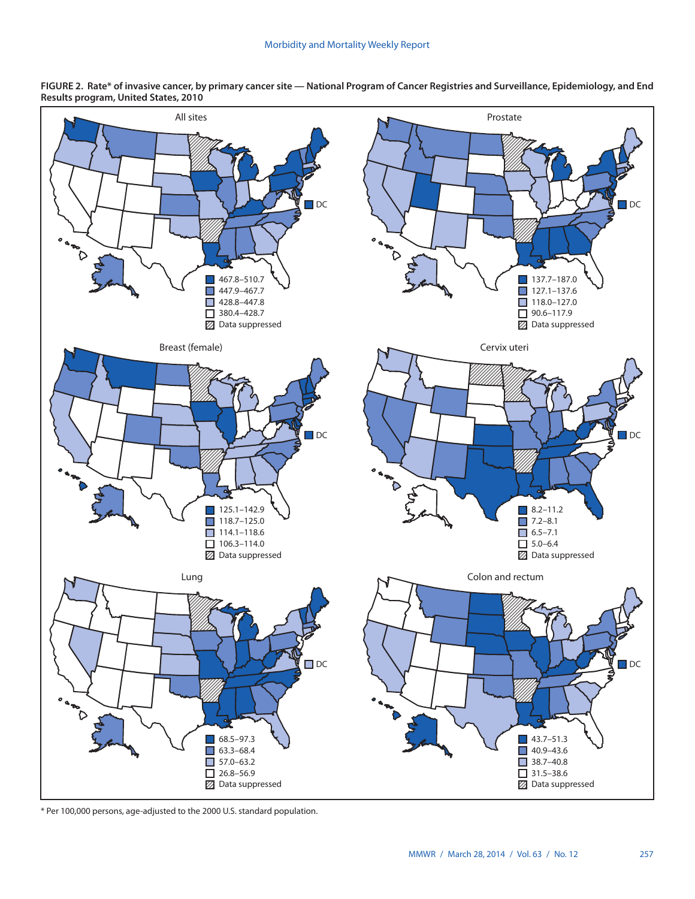**FIGURE 2. Rate* of invasive cancer, by primary cancer site — National Program of Cancer Registries and Surveillance, Epidemiology, and End Results program, United States, 2010**

All sites

- 467.8–510.7
- 447.9–467.7
- 428.8–447.8
- 380.4–428.7
- Data suppressed

Prostate

- 137.7–187.0
- 127.1–137.6
- 118.0–127.0
- 90.6–117.9
- Data suppressed

Breast (female)

- 125.1–142.9
- 118.7–125.0
- 114.1–118.6
- 106.3–114.0
- Data suppressed

Cervix uteri

- 8.2–11.2
- 7.2–8.1
- 6.5–7.1
- 5.0–6.4
- Data suppressed

Lung

- 68.5–97.3
- 63.3–68.4
- 57.0–63.2
- 26.8–56.9
- Data suppressed

Colon and rectum

- 43.7–51.3
- 40.9–43.6
- 38.7–40.8
- 31.5–38.6
- Data suppressed

\* Per 100,000 persons, age-adjusted to the 2000 U.S. standard population.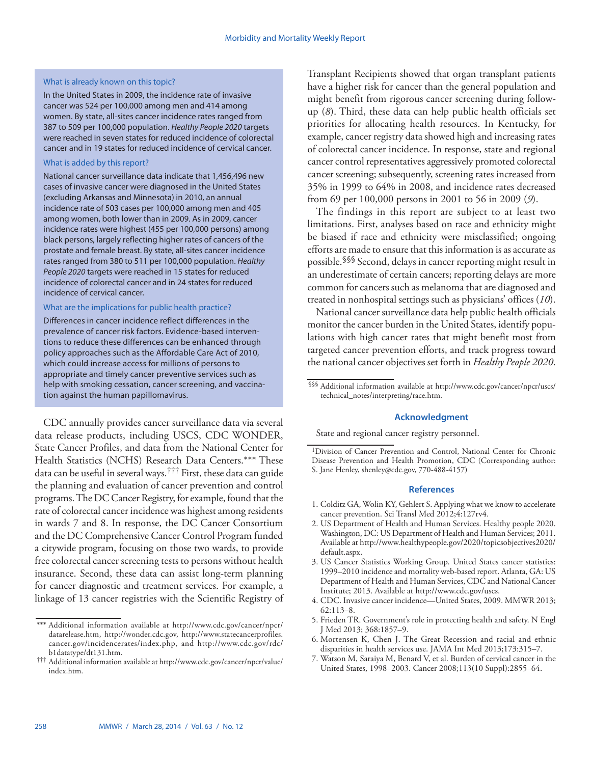### What is already known on this topic?

In the United States in 2009, the incidence rate of invasive cancer was 524 per 100,000 among men and 414 among women. By state, all-sites cancer incidence rates ranged from 387 to 509 per 100,000 population. *Healthy People 2020* targets were reached in seven states for reduced incidence of colorectal cancer and in 19 states for reduced incidence of cervical cancer.

### What is added by this report?

National cancer surveillance data indicate that 1,456,496 new cases of invasive cancer were diagnosed in the United States (excluding Arkansas and Minnesota) in 2010, an annual incidence rate of 503 cases per 100,000 among men and 405 among women, both lower than in 2009. As in 2009, cancer incidence rates were highest (455 per 100,000 persons) among black persons, largely reflecting higher rates of cancers of the prostate and female breast. By state, all-sites cancer incidence rates ranged from 380 to 511 per 100,000 population. *Healthy People 2020* targets were reached in 15 states for reduced incidence of colorectal cancer and in 24 states for reduced incidence of cervical cancer.

### What are the implications for public health practice?

Differences in cancer incidence reflect differences in the prevalence of cancer risk factors. Evidence-based interventions to reduce these differences can be enhanced through policy approaches such as the Affordable Care Act of 2010, which could increase access for millions of persons to appropriate and timely cancer preventive services such as help with smoking cessation, cancer screening, and vaccination against the human papillomavirus.

CDC annually provides cancer surveillance data via several data release products, including USCS, CDC WONDER, State Cancer Profiles, and data from the National Center for Health Statistics (NCHS) Research Data Centers.*** These data can be useful in several ways.††† First, these data can guide the planning and evaluation of cancer prevention and control programs. The DC Cancer Registry, for example, found that the rate of colorectal cancer incidence was highest among residents in wards 7 and 8. In response, the DC Cancer Consortium and the DC Comprehensive Cancer Control Program funded a citywide program, focusing on those two wards, to provide free colorectal cancer screening tests to persons without health insurance. Second, these data can assist long-term planning for cancer diagnostic and treatment services. For example, a linkage of 13 cancer registries with the Scientific Registry of Transplant Recipients showed that organ transplant patients have a higher risk for cancer than the general population and might benefit from rigorous cancer screening during follow-up (*8*). Third, these data can help public health officials set priorities for allocating health resources. In Kentucky, for example, cancer registry data showed high and increasing rates of colorectal cancer incidence. In response, state and regional cancer control representatives aggressively promoted colorectal cancer screening; subsequently, screening rates increased from 35% in 1999 to 64% in 2008, and incidence rates decreased from 69 per 100,000 persons in 2001 to 56 in 2009 (*9*).

The findings in this report are subject to at least two limitations. First, analyses based on race and ethnicity might be biased if race and ethnicity were misclassified; ongoing efforts are made to ensure that this information is as accurate as possible.§§§ Second, delays in cancer reporting might result in an underestimate of certain cancers; reporting delays are more common for cancers such as melanoma that are diagnosed and treated in nonhospital settings such as physicians' offices (*10*).

National cancer surveillance data help public health officials monitor the cancer burden in the United States, identify populations with high cancer rates that might benefit most from targeted cancer prevention efforts, and track progress toward the national cancer objectives set forth in *Healthy People 2020*.

*** Additional information available at http://www.cdc.gov/cancer/npcr/datarelease.htm, http://wonder.cdc.gov, http://www.statecancerprofiles.cancer.gov/incidencerates/index.php, and http://www.cdc.gov/rdc/b1datatype/dt131.htm.

††† Additional information available at http://www.cdc.gov/cancer/npcr/value/index.htm.

§§§ Additional information available at http://www.cdc.gov/cancer/npcr/uscs/technical_notes/interpreting/race.htm.

## Acknowledgment

State and regional cancer registry personnel.

[1]Division of Cancer Prevention and Control, National Center for Chronic Disease Prevention and Health Promotion, CDC (Corresponding author: S. Jane Henley, shenley@cdc.gov, 770-488-4157)

## References

1. Colditz GA, Wolin KY, Gehlert S. Applying what we know to accelerate cancer prevention. Sci Transl Med 2012;4:127rv4.
2. US Department of Health and Human Services. Healthy people 2020. Washington, DC: US Department of Health and Human Services; 2011. Available at http://www.healthypeople.gov/2020/topicsobjectives2020/default.aspx.
3. US Cancer Statistics Working Group. United States cancer statistics: 1999–2010 incidence and mortality web-based report. Atlanta, GA: US Department of Health and Human Services, CDC and National Cancer Institute; 2013. Available at http://www.cdc.gov/uscs.
4. CDC. Invasive cancer incidence—United States, 2009. MMWR 2013;62:113–8.
5. Frieden TR. Government's role in protecting health and safety. N Engl J Med 2013; 368:1857–9.
6. Mortensen K, Chen J. The Great Recession and racial and ethnic disparities in health services use. JAMA Int Med 2013;173:315–7.
7. Watson M, Saraiya M, Benard V, et al. Burden of cervical cancer in the United States, 1998–2003. Cancer 2008;113(10 Suppl):2855–64.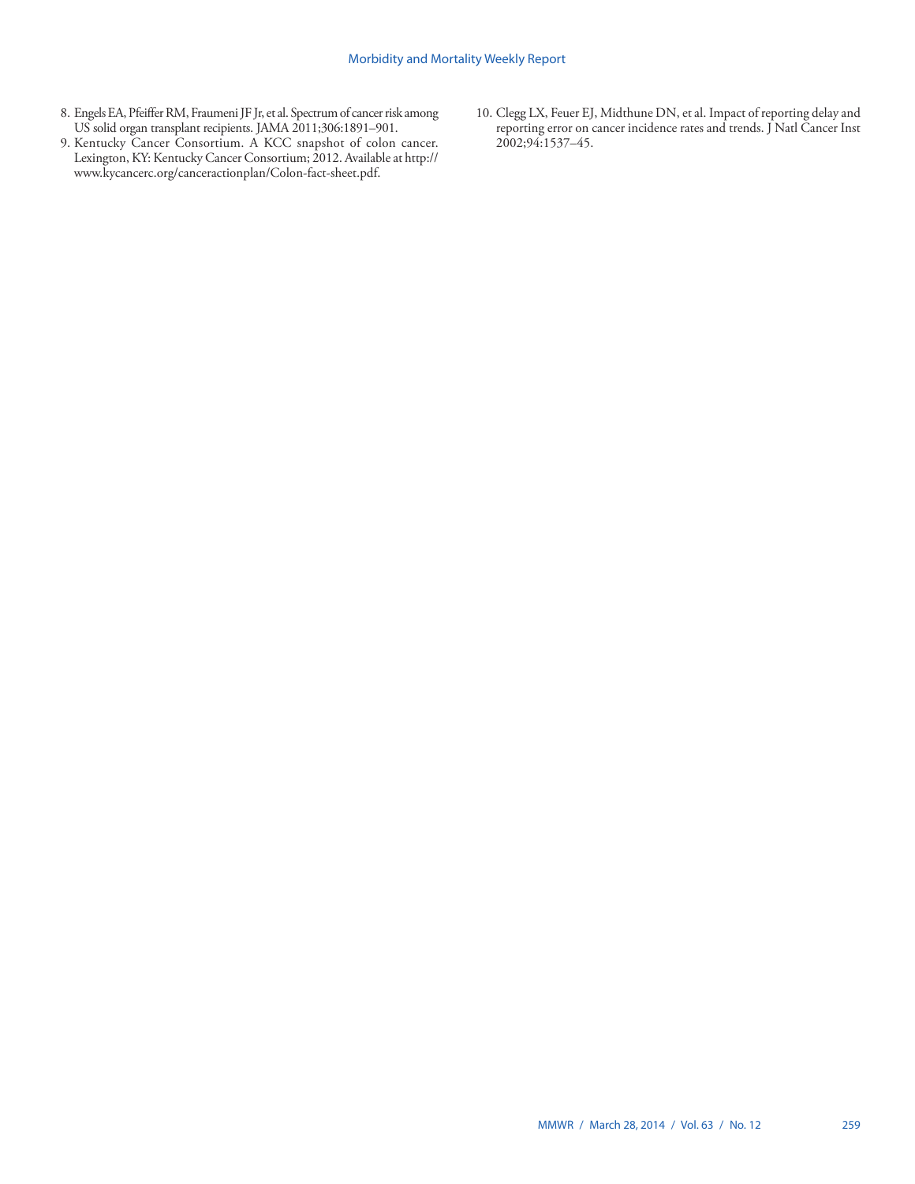8. Engels EA, Pfeiffer RM, Fraumeni JF Jr, et al. Spectrum of cancer risk among US solid organ transplant recipients. JAMA 2011;306:1891–901.
9. Kentucky Cancer Consortium. A KCC snapshot of colon cancer. Lexington, KY: Kentucky Cancer Consortium; 2012. Available at http://www.kycancerc.org/canceractionplan/Colon-fact-sheet.pdf.
10. Clegg LX, Feuer EJ, Midthune DN, et al. Impact of reporting delay and reporting error on cancer incidence rates and trends. J Natl Cancer Inst 2002;94:1537–45.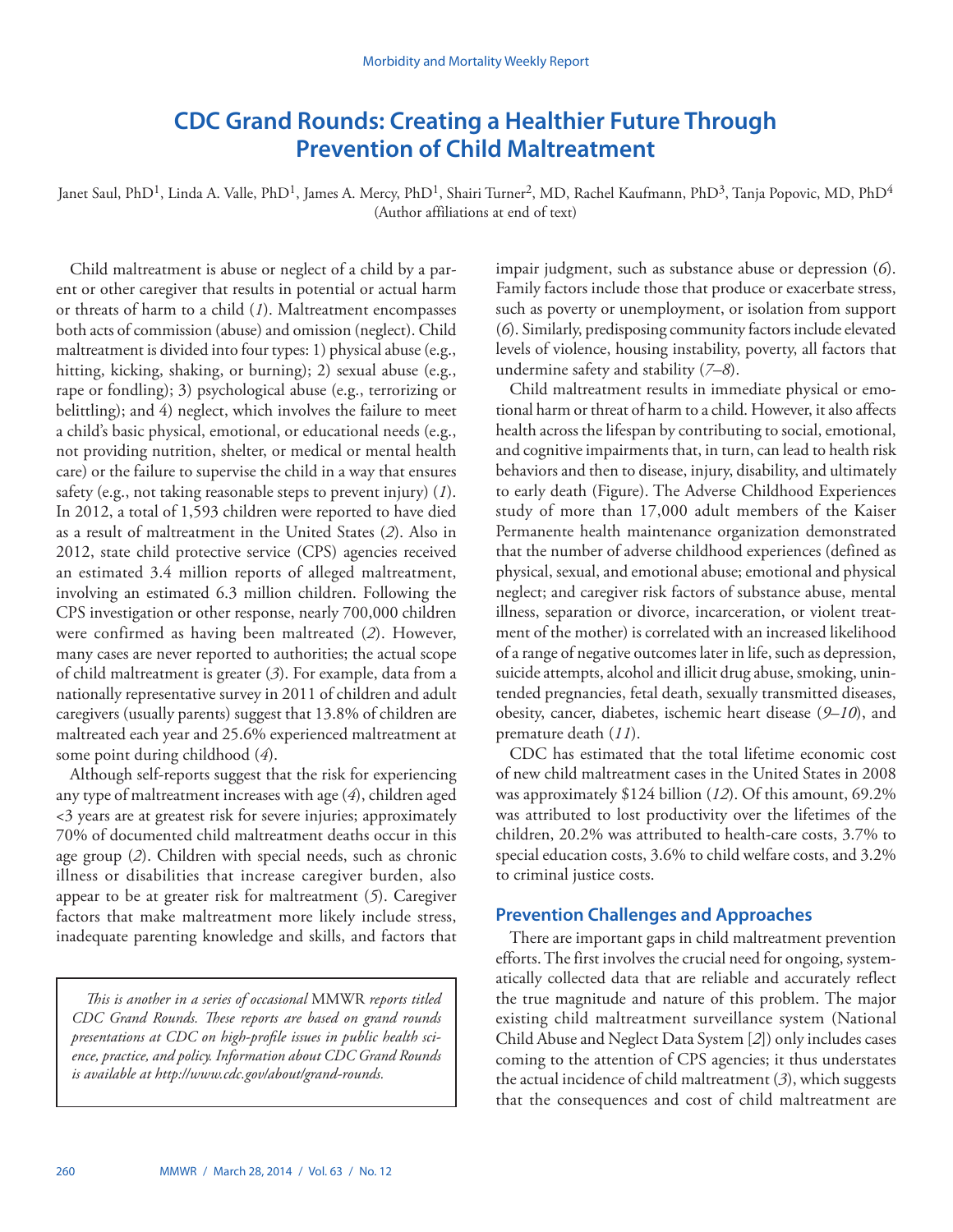# CDC Grand Rounds: Creating a Healthier Future Through Prevention of Child Maltreatment

Janet Saul, PhD[1], Linda A. Valle, PhD[1], James A. Mercy, PhD[1], Shairi Turner[2], MD, Rachel Kaufmann, PhD[3], Tanja Popovic, MD, PhD[4]
(Author affiliations at end of text)

Child maltreatment is abuse or neglect of a child by a parent or other caregiver that results in potential or actual harm or threats of harm to a child (*1*). Maltreatment encompasses both acts of commission (abuse) and omission (neglect). Child maltreatment is divided into four types: 1) physical abuse (e.g., hitting, kicking, shaking, or burning); 2) sexual abuse (e.g., rape or fondling); 3) psychological abuse (e.g., terrorizing or belittling); and 4) neglect, which involves the failure to meet a child's basic physical, emotional, or educational needs (e.g., not providing nutrition, shelter, or medical or mental health care) or the failure to supervise the child in a way that ensures safety (e.g., not taking reasonable steps to prevent injury) (*1*). In 2012, a total of 1,593 children were reported to have died as a result of maltreatment in the United States (*2*). Also in 2012, state child protective service (CPS) agencies received an estimated 3.4 million reports of alleged maltreatment, involving an estimated 6.3 million children. Following the CPS investigation or other response, nearly 700,000 children were confirmed as having been maltreated (*2*). However, many cases are never reported to authorities; the actual scope of child maltreatment is greater (*3*). For example, data from a nationally representative survey in 2011 of children and adult caregivers (usually parents) suggest that 13.8% of children are maltreated each year and 25.6% experienced maltreatment at some point during childhood (*4*).

Although self-reports suggest that the risk for experiencing any type of maltreatment increases with age (*4*), children aged <3 years are at greatest risk for severe injuries; approximately 70% of documented child maltreatment deaths occur in this age group (*2*). Children with special needs, such as chronic illness or disabilities that increase caregiver burden, also appear to be at greater risk for maltreatment (*5*). Caregiver factors that make maltreatment more likely include stress, inadequate parenting knowledge and skills, and factors that impair judgment, such as substance abuse or depression (*6*). Family factors include those that produce or exacerbate stress, such as poverty or unemployment, or isolation from support (*6*). Similarly, predisposing community factors include elevated levels of violence, housing instability, poverty, all factors that undermine safety and stability (*7–8*).

Child maltreatment results in immediate physical or emotional harm or threat of harm to a child. However, it also affects health across the lifespan by contributing to social, emotional, and cognitive impairments that, in turn, can lead to health risk behaviors and then to disease, injury, disability, and ultimately to early death (Figure). The Adverse Childhood Experiences study of more than 17,000 adult members of the Kaiser Permanente health maintenance organization demonstrated that the number of adverse childhood experiences (defined as physical, sexual, and emotional abuse; emotional and physical neglect; and caregiver risk factors of substance abuse, mental illness, separation or divorce, incarceration, or violent treatment of the mother) is correlated with an increased likelihood of a range of negative outcomes later in life, such as depression, suicide attempts, alcohol and illicit drug abuse, smoking, unintended pregnancies, fetal death, sexually transmitted diseases, obesity, cancer, diabetes, ischemic heart disease (*9–10*), and premature death (*11*).

CDC has estimated that the total lifetime economic cost of new child maltreatment cases in the United States in 2008 was approximately $124 billion (*12*). Of this amount, 69.2% was attributed to lost productivity over the lifetimes of the children, 20.2% was attributed to health-care costs, 3.7% to special education costs, 3.6% to child welfare costs, and 3.2% to criminal justice costs.

## Prevention Challenges and Approaches

There are important gaps in child maltreatment prevention efforts. The first involves the crucial need for ongoing, systematically collected data that are reliable and accurately reflect the true magnitude and nature of this problem. The major existing child maltreatment surveillance system (National Child Abuse and Neglect Data System [*2*]) only includes cases coming to the attention of CPS agencies; it thus understates the actual incidence of child maltreatment (*3*), which suggests that the consequences and cost of child maltreatment are

*This is another in a series of occasional* MMWR *reports titled CDC Grand Rounds. These reports are based on grand rounds presentations at CDC on high-profile issues in public health science, practice, and policy. Information about CDC Grand Rounds is available at http://www.cdc.gov/about/grand-rounds.*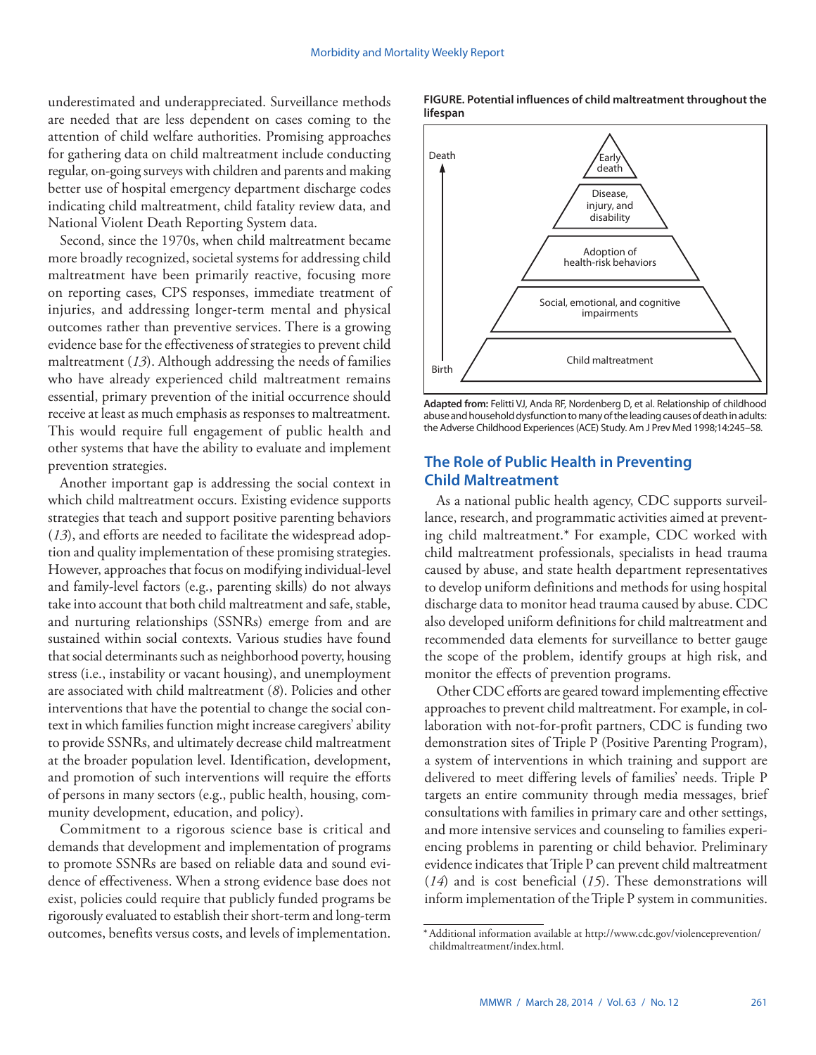underestimated and underappreciated. Surveillance methods are needed that are less dependent on cases coming to the attention of child welfare authorities. Promising approaches for gathering data on child maltreatment include conducting regular, on-going surveys with children and parents and making better use of hospital emergency department discharge codes indicating child maltreatment, child fatality review data, and National Violent Death Reporting System data.

Second, since the 1970s, when child maltreatment became more broadly recognized, societal systems for addressing child maltreatment have been primarily reactive, focusing more on reporting cases, CPS responses, immediate treatment of injuries, and addressing longer-term mental and physical outcomes rather than preventive services. There is a growing evidence base for the effectiveness of strategies to prevent child maltreatment (*13*). Although addressing the needs of families who have already experienced child maltreatment remains essential, primary prevention of the initial occurrence should receive at least as much emphasis as responses to maltreatment. This would require full engagement of public health and other systems that have the ability to evaluate and implement prevention strategies.

Another important gap is addressing the social context in which child maltreatment occurs. Existing evidence supports strategies that teach and support positive parenting behaviors (*13*), and efforts are needed to facilitate the widespread adoption and quality implementation of these promising strategies. However, approaches that focus on modifying individual-level and family-level factors (e.g., parenting skills) do not always take into account that both child maltreatment and safe, stable, and nurturing relationships (SSNRs) emerge from and are sustained within social contexts. Various studies have found that social determinants such as neighborhood poverty, housing stress (i.e., instability or vacant housing), and unemployment are associated with child maltreatment (*8*). Policies and other interventions that have the potential to change the social context in which families function might increase caregivers' ability to provide SSNRs, and ultimately decrease child maltreatment at the broader population level. Identification, development, and promotion of such interventions will require the efforts of persons in many sectors (e.g., public health, housing, community development, education, and policy).

Commitment to a rigorous science base is critical and demands that development and implementation of programs to promote SSNRs are based on reliable data and sound evidence of effectiveness. When a strong evidence base does not exist, policies could require that publicly funded programs be rigorously evaluated to establish their short-term and long-term outcomes, benefits versus costs, and levels of implementation.

**FIGURE. Potential influences of child maltreatment throughout the lifespan**

Death

Early death

Disease, injury, and disability

Adoption of health-risk behaviors

Social, emotional, and cognitive impairments

Child maltreatment

Birth

**Adapted from:** Felitti VJ, Anda RF, Nordenberg D, et al. Relationship of childhood abuse and household dysfunction to many of the leading causes of death in adults: the Adverse Childhood Experiences (ACE) Study. Am J Prev Med 1998;14:245–58.

## The Role of Public Health in Preventing Child Maltreatment

As a national public health agency, CDC supports surveillance, research, and programmatic activities aimed at preventing child maltreatment.* For example, CDC worked with child maltreatment professionals, specialists in head trauma caused by abuse, and state health department representatives to develop uniform definitions and methods for using hospital discharge data to monitor head trauma caused by abuse. CDC also developed uniform definitions for child maltreatment and recommended data elements for surveillance to better gauge the scope of the problem, identify groups at high risk, and monitor the effects of prevention programs.

Other CDC efforts are geared toward implementing effective approaches to prevent child maltreatment. For example, in collaboration with not-for-profit partners, CDC is funding two demonstration sites of Triple P (Positive Parenting Program), a system of interventions in which training and support are delivered to meet differing levels of families' needs. Triple P targets an entire community through media messages, brief consultations with families in primary care and other settings, and more intensive services and counseling to families experiencing problems in parenting or child behavior. Preliminary evidence indicates that Triple P can prevent child maltreatment (*14*) and is cost beneficial (*15*). These demonstrations will inform implementation of the Triple P system in communities.

\* Additional information available at http://www.cdc.gov/violenceprevention/childmaltreatment/index.html.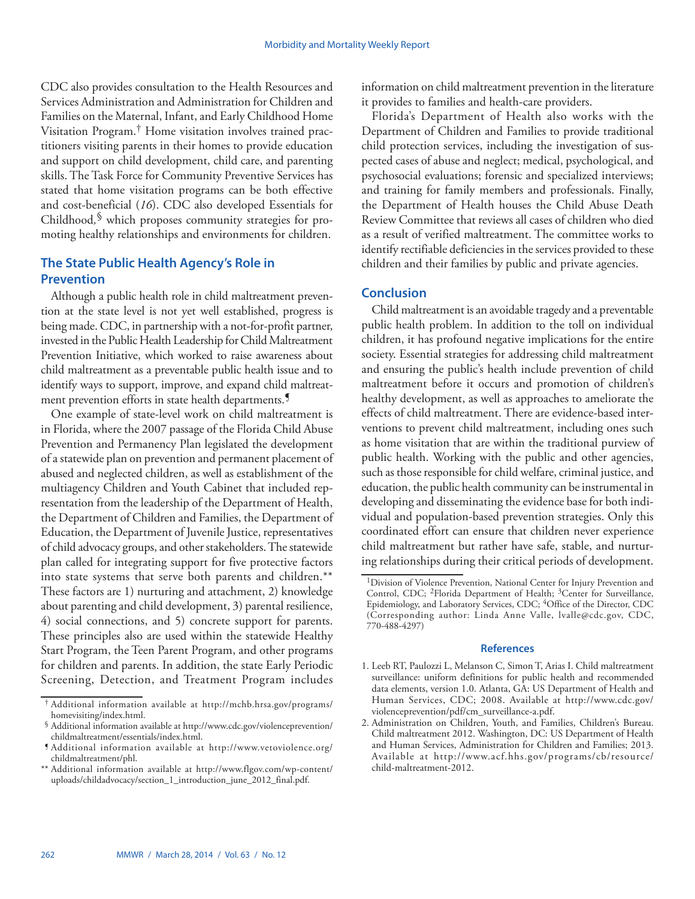CDC also provides consultation to the Health Resources and Services Administration and Administration for Children and Families on the Maternal, Infant, and Early Childhood Home Visitation Program.[†] Home visitation involves trained practitioners visiting parents in their homes to provide education and support on child development, child care, and parenting skills. The Task Force for Community Preventive Services has stated that home visitation programs can be both effective and cost-beneficial (*16*). CDC also developed Essentials for Childhood,[§] which proposes community strategies for promoting healthy relationships and environments for children.

## The State Public Health Agency's Role in Prevention

Although a public health role in child maltreatment prevention at the state level is not yet well established, progress is being made. CDC, in partnership with a not-for-profit partner, invested in the Public Health Leadership for Child Maltreatment Prevention Initiative, which worked to raise awareness about child maltreatment as a preventable public health issue and to identify ways to support, improve, and expand child maltreatment prevention efforts in state health departments.[¶]

One example of state-level work on child maltreatment is in Florida, where the 2007 passage of the Florida Child Abuse Prevention and Permanency Plan legislated the development of a statewide plan on prevention and permanent placement of abused and neglected children, as well as establishment of the multiagency Children and Youth Cabinet that included representation from the leadership of the Department of Health, the Department of Children and Families, the Department of Education, the Department of Juvenile Justice, representatives of child advocacy groups, and other stakeholders. The statewide plan called for integrating support for five protective factors into state systems that serve both parents and children.[**] These factors are 1) nurturing and attachment, 2) knowledge about parenting and child development, 3) parental resilience, 4) social connections, and 5) concrete support for parents. These principles also are used within the statewide Healthy Start Program, the Teen Parent Program, and other programs for children and parents. In addition, the state Early Periodic Screening, Detection, and Treatment Program includes information on child maltreatment prevention in the literature it provides to families and health-care providers.

Florida's Department of Health also works with the Department of Children and Families to provide traditional child protection services, including the investigation of suspected cases of abuse and neglect; medical, psychological, and psychosocial evaluations; forensic and specialized interviews; and training for family members and professionals. Finally, the Department of Health houses the Child Abuse Death Review Committee that reviews all cases of children who died as a result of verified maltreatment. The committee works to identify rectifiable deficiencies in the services provided to these children and their families by public and private agencies.

## Conclusion

Child maltreatment is an avoidable tragedy and a preventable public health problem. In addition to the toll on individual children, it has profound negative implications for the entire society. Essential strategies for addressing child maltreatment and ensuring the public's health include prevention of child maltreatment before it occurs and promotion of children's healthy development, as well as approaches to ameliorate the effects of child maltreatment. There are evidence-based interventions to prevent child maltreatment, including ones such as home visitation that are within the traditional purview of public health. Working with the public and other agencies, such as those responsible for child welfare, criminal justice, and education, the public health community can be instrumental in developing and disseminating the evidence base for both individual and population-based prevention strategies. Only this coordinated effort can ensure that children never experience child maltreatment but rather have safe, stable, and nurturing relationships during their critical periods of development.

[†] Additional information available at http://mchb.hrsa.gov/programs/homevisiting/index.html.

[§] Additional information available at http://www.cdc.gov/violenceprevention/childmaltreatment/essentials/index.html.

[¶] Additional information available at http://www.vetoviolence.org/childmaltreatment/phl.

[**] Additional information available at http://www.flgov.com/wp-content/uploads/childadvocacy/section_1_introduction_june_2012_final.pdf.

[1]Division of Violence Prevention, National Center for Injury Prevention and Control, CDC; [2]Florida Department of Health; [3]Center for Surveillance, Epidemiology, and Laboratory Services, CDC; [4]Office of the Director, CDC (Corresponding author: Linda Anne Valle, lvalle@cdc.gov, CDC, 770-488-4297)

### References

1. Leeb RT, Paulozzi L, Melanson C, Simon T, Arias I. Child maltreatment surveillance: uniform definitions for public health and recommended data elements, version 1.0. Atlanta, GA: US Department of Health and Human Services, CDC; 2008. Available at http://www.cdc.gov/violenceprevention/pdf/cm_surveillance-a.pdf.
2. Administration on Children, Youth, and Families, Children's Bureau. Child maltreatment 2012. Washington, DC: US Department of Health and Human Services, Administration for Children and Families; 2013. Available at http://www.acf.hhs.gov/programs/cb/resource/child-maltreatment-2012.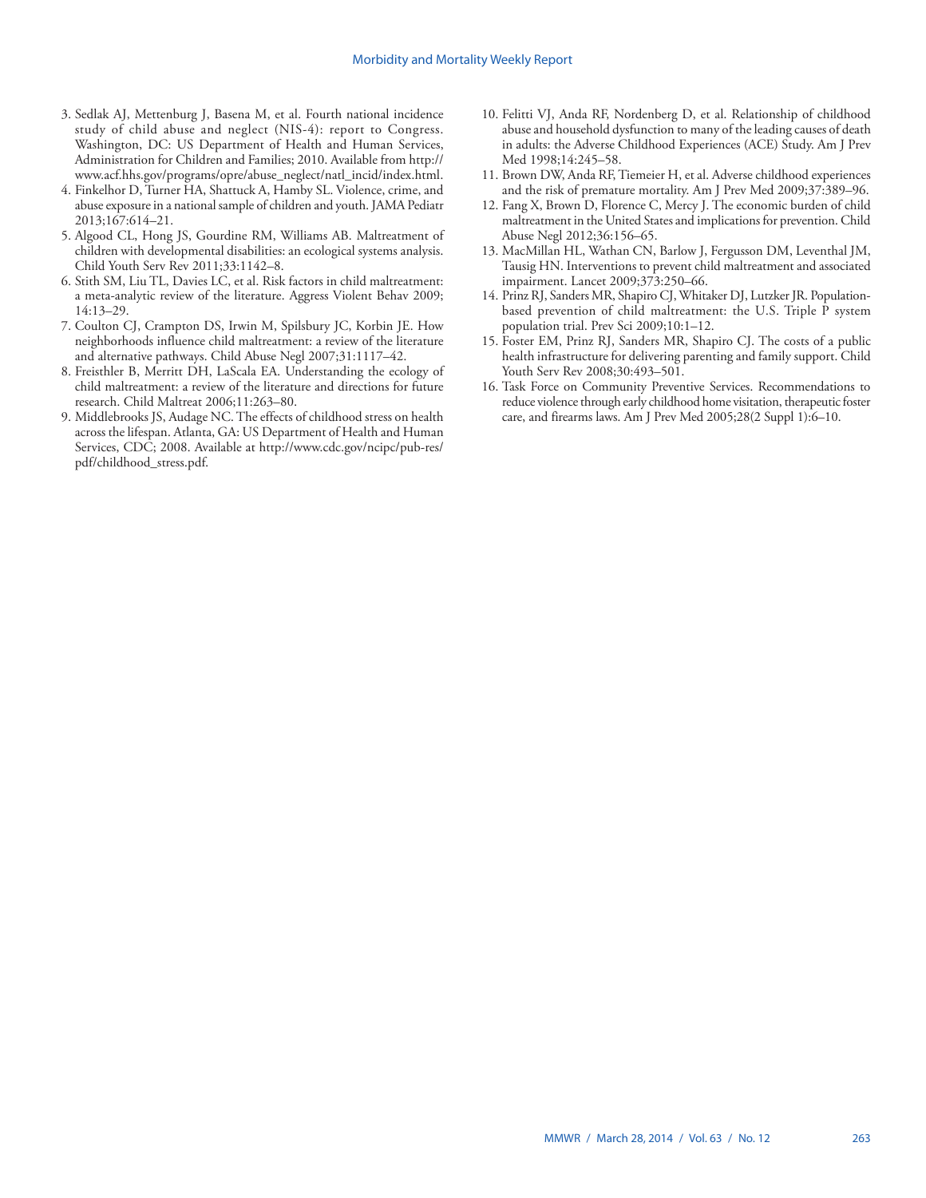3. Sedlak AJ, Mettenburg J, Basena M, et al. Fourth national incidence study of child abuse and neglect (NIS-4): report to Congress. Washington, DC: US Department of Health and Human Services, Administration for Children and Families; 2010. Available from http://www.acf.hhs.gov/programs/opre/abuse_neglect/natl_incid/index.html.
4. Finkelhor D, Turner HA, Shattuck A, Hamby SL. Violence, crime, and abuse exposure in a national sample of children and youth. JAMA Pediatr 2013;167:614–21.
5. Algood CL, Hong JS, Gourdine RM, Williams AB. Maltreatment of children with developmental disabilities: an ecological systems analysis. Child Youth Serv Rev 2011;33:1142–8.
6. Stith SM, Liu TL, Davies LC, et al. Risk factors in child maltreatment: a meta-analytic review of the literature. Aggress Violent Behav 2009; 14:13–29.
7. Coulton CJ, Crampton DS, Irwin M, Spilsbury JC, Korbin JE. How neighborhoods influence child maltreatment: a review of the literature and alternative pathways. Child Abuse Negl 2007;31:1117–42.
8. Freisthler B, Merritt DH, LaScala EA. Understanding the ecology of child maltreatment: a review of the literature and directions for future research. Child Maltreat 2006;11:263–80.
9. Middlebrooks JS, Audage NC. The effects of childhood stress on health across the lifespan. Atlanta, GA: US Department of Health and Human Services, CDC; 2008. Available at http://www.cdc.gov/ncipc/pub-res/pdf/childhood_stress.pdf.
10. Felitti VJ, Anda RF, Nordenberg D, et al. Relationship of childhood abuse and household dysfunction to many of the leading causes of death in adults: the Adverse Childhood Experiences (ACE) Study. Am J Prev Med 1998;14:245–58.
11. Brown DW, Anda RF, Tiemeier H, et al. Adverse childhood experiences and the risk of premature mortality. Am J Prev Med 2009;37:389–96.
12. Fang X, Brown D, Florence C, Mercy J. The economic burden of child maltreatment in the United States and implications for prevention. Child Abuse Negl 2012;36:156–65.
13. MacMillan HL, Wathan CN, Barlow J, Fergusson DM, Leventhal JM, Tausig HN. Interventions to prevent child maltreatment and associated impairment. Lancet 2009;373:250–66.
14. Prinz RJ, Sanders MR, Shapiro CJ, Whitaker DJ, Lutzker JR. Population-based prevention of child maltreatment: the U.S. Triple P system population trial. Prev Sci 2009;10:1–12.
15. Foster EM, Prinz RJ, Sanders MR, Shapiro CJ. The costs of a public health infrastructure for delivering parenting and family support. Child Youth Serv Rev 2008;30:493–501.
16. Task Force on Community Preventive Services. Recommendations to reduce violence through early childhood home visitation, therapeutic foster care, and firearms laws. Am J Prev Med 2005;28(2 Suppl 1):6–10.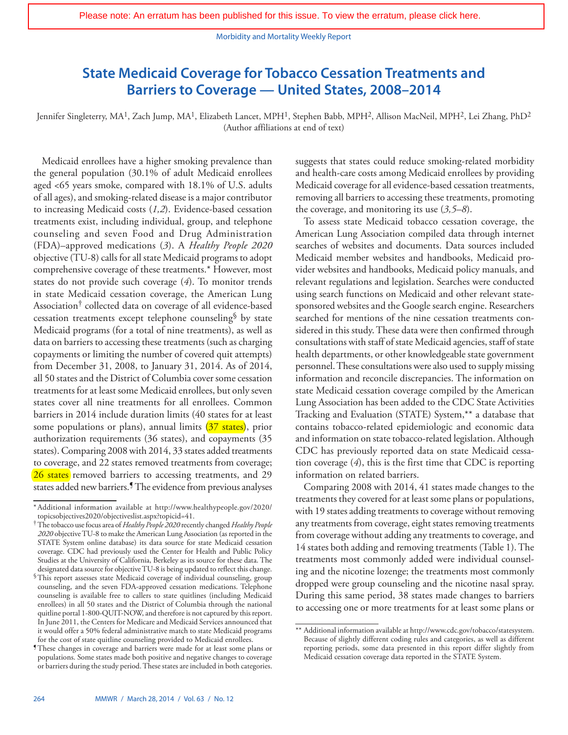Please note: An erratum has been published for this issue. To view the erratum, please click here.

# State Medicaid Coverage for Tobacco Cessation Treatments and Barriers to Coverage — United States, 2008–2014

Jennifer Singleterry, MA[1], Zach Jump, MA[1], Elizabeth Lancet, MPH[1], Stephen Babb, MPH[2], Allison MacNeil, MPH[2], Lei Zhang, PhD[2]
(Author affiliations at end of text)

Medicaid enrollees have a higher smoking prevalence than the general population (30.1% of adult Medicaid enrollees aged <65 years smoke, compared with 18.1% of U.S. adults of all ages), and smoking-related disease is a major contributor to increasing Medicaid costs (*1,2*). Evidence-based cessation treatments exist, including individual, group, and telephone counseling and seven Food and Drug Administration (FDA)–approved medications (*3*). A *Healthy People 2020* objective (TU-8) calls for all state Medicaid programs to adopt comprehensive coverage of these treatments.* However, most states do not provide such coverage (*4*). To monitor trends in state Medicaid cessation coverage, the American Lung Association[†] collected data on coverage of all evidence-based cessation treatments except telephone counseling[§] by state Medicaid programs (for a total of nine treatments), as well as data on barriers to accessing these treatments (such as charging copayments or limiting the number of covered quit attempts) from December 31, 2008, to January 31, 2014. As of 2014, all 50 states and the District of Columbia cover some cessation treatments for at least some Medicaid enrollees, but only seven states cover all nine treatments for all enrollees. Common barriers in 2014 include duration limits (40 states for at least some populations or plans), annual limits (37 states), prior authorization requirements (36 states), and copayments (35 states). Comparing 2008 with 2014, 33 states added treatments to coverage, and 22 states removed treatments from coverage; 26 states removed barriers to accessing treatments, and 29 states added new barriers.[¶] The evidence from previous analyses suggests that states could reduce smoking-related morbidity and health-care costs among Medicaid enrollees by providing Medicaid coverage for all evidence-based cessation treatments, removing all barriers to accessing these treatments, promoting the coverage, and monitoring its use (*3,5–8*).

To assess state Medicaid tobacco cessation coverage, the American Lung Association compiled data through internet searches of websites and documents. Data sources included Medicaid member websites and handbooks, Medicaid provider websites and handbooks, Medicaid policy manuals, and relevant regulations and legislation. Searches were conducted using search functions on Medicaid and other relevant state-sponsored websites and the Google search engine. Researchers searched for mentions of the nine cessation treatments considered in this study. These data were then confirmed through consultations with staff of state Medicaid agencies, staff of state health departments, or other knowledgeable state government personnel. These consultations were also used to supply missing information and reconcile discrepancies. The information on state Medicaid cessation coverage compiled by the American Lung Association has been added to the CDC State Activities Tracking and Evaluation (STATE) System,** a database that contains tobacco-related epidemiologic and economic data and information on state tobacco-related legislation. Although CDC has previously reported data on state Medicaid cessation coverage (*4*), this is the first time that CDC is reporting information on related barriers.

Comparing 2008 with 2014, 41 states made changes to the treatments they covered for at least some plans or populations, with 19 states adding treatments to coverage without removing any treatments from coverage, eight states removing treatments from coverage without adding any treatments to coverage, and 14 states both adding and removing treatments (Table 1). The treatments most commonly added were individual counseling and the nicotine lozenge; the treatments most commonly dropped were group counseling and the nicotine nasal spray. During this same period, 38 states made changes to barriers to accessing one or more treatments for at least some plans or

---

\* Additional information available at http://www.healthypeople.gov/2020/topicsobjectives2020/objectiveslist.aspx?topicid=41.

† The tobacco use focus area of *Healthy People 2020* recently changed *Healthy People 2020* objective TU-8 to make the American Lung Association (as reported in the STATE System online database) its data source for state Medicaid cessation coverage. CDC had previously used the Center for Health and Public Policy Studies at the University of California, Berkeley as its source for these data. The designated data source for objective TU-8 is being updated to reflect this change.

§ This report assesses state Medicaid coverage of individual counseling, group counseling, and the seven FDA-approved cessation medications. Telephone counseling is available free to callers to state quitlines (including Medicaid enrollees) in all 50 states and the District of Columbia through the national quitline portal 1-800-QUIT-NOW, and therefore is not captured by this report. In June 2011, the Centers for Medicare and Medicaid Services announced that it would offer a 50% federal administrative match to state Medicaid programs for the cost of state quitline counseling provided to Medicaid enrollees.

¶ These changes in coverage and barriers were made for at least some plans or populations. Some states made both positive and negative changes to coverage or barriers during the study period. These states are included in both categories.

** Additional information available at http://www.cdc.gov/tobacco/statesystem. Because of slightly different coding rules and categories, as well as different reporting periods, some data presented in this report differ slightly from Medicaid cessation coverage data reported in the STATE System.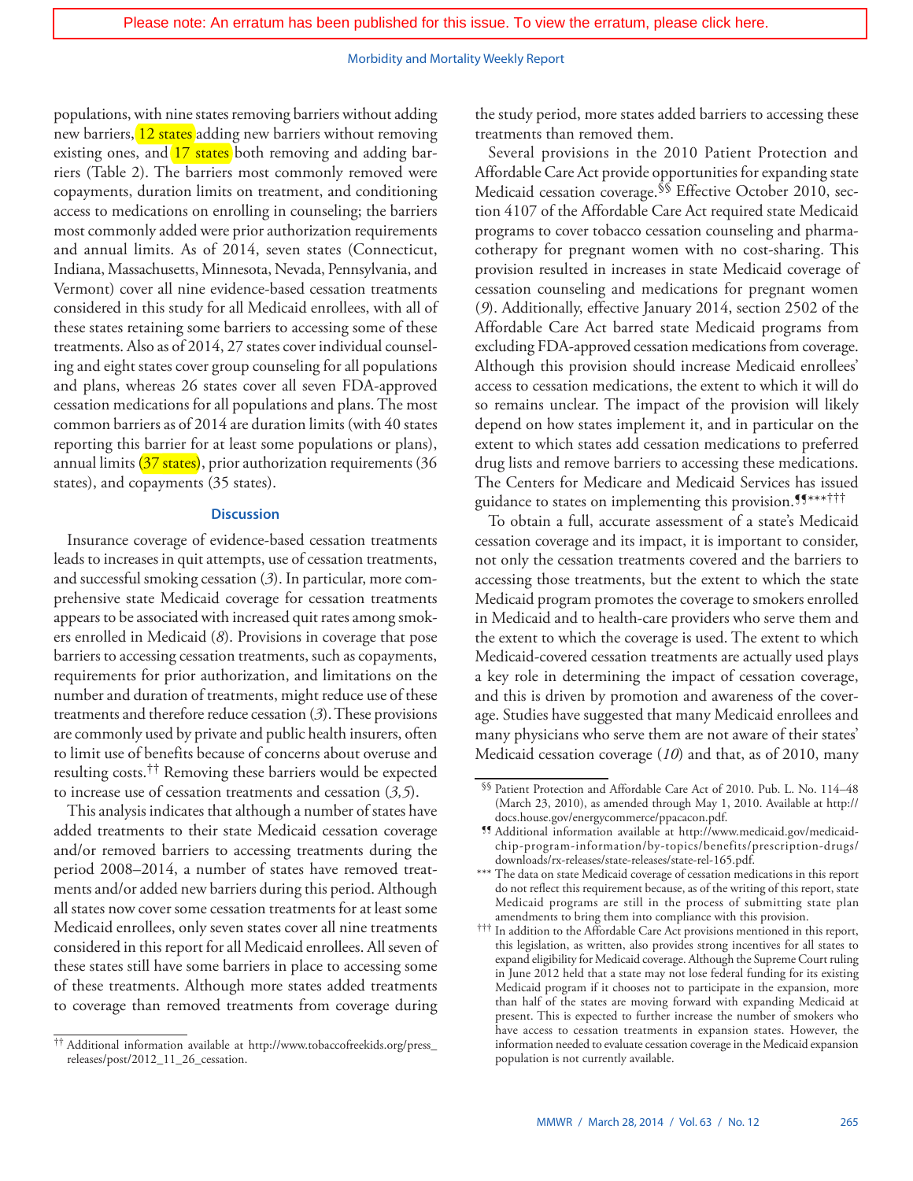Please note: An erratum has been published for this issue. To view the erratum, please click here.

populations, with nine states removing barriers without adding new barriers, 12 states adding new barriers without removing existing ones, and 17 states both removing and adding barriers (Table 2). The barriers most commonly removed were copayments, duration limits on treatment, and conditioning access to medications on enrolling in counseling; the barriers most commonly added were prior authorization requirements and annual limits. As of 2014, seven states (Connecticut, Indiana, Massachusetts, Minnesota, Nevada, Pennsylvania, and Vermont) cover all nine evidence-based cessation treatments considered in this study for all Medicaid enrollees, with all of these states retaining some barriers to accessing some of these treatments. Also as of 2014, 27 states cover individual counseling and eight states cover group counseling for all populations and plans, whereas 26 states cover all seven FDA-approved cessation medications for all populations and plans. The most common barriers as of 2014 are duration limits (with 40 states reporting this barrier for at least some populations or plans), annual limits (37 states), prior authorization requirements (36 states), and copayments (35 states).

## Discussion

Insurance coverage of evidence-based cessation treatments leads to increases in quit attempts, use of cessation treatments, and successful smoking cessation (*3*). In particular, more comprehensive state Medicaid coverage for cessation treatments appears to be associated with increased quit rates among smokers enrolled in Medicaid (*8*). Provisions in coverage that pose barriers to accessing cessation treatments, such as copayments, requirements for prior authorization, and limitations on the number and duration of treatments, might reduce use of these treatments and therefore reduce cessation (*3*). These provisions are commonly used by private and public health insurers, often to limit use of benefits because of concerns about overuse and resulting costs.[††] Removing these barriers would be expected to increase use of cessation treatments and cessation (*3,5*).

This analysis indicates that although a number of states have added treatments to their state Medicaid cessation coverage and/or removed barriers to accessing treatments during the period 2008–2014, a number of states have removed treatments and/or added new barriers during this period. Although all states now cover some cessation treatments for at least some Medicaid enrollees, only seven states cover all nine treatments considered in this report for all Medicaid enrollees. All seven of these states still have some barriers in place to accessing some of these treatments. Although more states added treatments to coverage than removed treatments from coverage during the study period, more states added barriers to accessing these treatments than removed them.

Several provisions in the 2010 Patient Protection and Affordable Care Act provide opportunities for expanding state Medicaid cessation coverage.[§§] Effective October 2010, section 4107 of the Affordable Care Act required state Medicaid programs to cover tobacco cessation counseling and pharmacotherapy for pregnant women with no cost-sharing. This provision resulted in increases in state Medicaid coverage of cessation counseling and medications for pregnant women (*9*). Additionally, effective January 2014, section 2502 of the Affordable Care Act barred state Medicaid programs from excluding FDA-approved cessation medications from coverage. Although this provision should increase Medicaid enrollees' access to cessation medications, the extent to which it will do so remains unclear. The impact of the provision will likely depend on how states implement it, and in particular on the extent to which states add cessation medications to preferred drug lists and remove barriers to accessing these medications. The Centers for Medicare and Medicaid Services has issued guidance to states on implementing this provision.[¶¶,***,†††]

To obtain a full, accurate assessment of a state's Medicaid cessation coverage and its impact, it is important to consider, not only the cessation treatments covered and the barriers to accessing those treatments, but the extent to which the state Medicaid program promotes the coverage to smokers enrolled in Medicaid and to health-care providers who serve them and the extent to which the coverage is used. The extent to which Medicaid-covered cessation treatments are actually used plays a key role in determining the impact of cessation coverage, and this is driven by promotion and awareness of the coverage. Studies have suggested that many Medicaid enrollees and many physicians who serve them are not aware of their states' Medicaid cessation coverage (*10*) and that, as of 2010, many

[††] Additional information available at http://www.tobaccofreekids.org/press_releases/post/2012_11_26_cessation.

[§§] Patient Protection and Affordable Care Act of 2010. Pub. L. No. 114–48 (March 23, 2010), as amended through May 1, 2010. Available at http://docs.house.gov/energycommerce/ppacacon.pdf.

[¶¶] Additional information available at http://www.medicaid.gov/medicaid-chip-program-information/by-topics/benefits/prescription-drugs/downloads/rx-releases/state-releases/state-rel-165.pdf.

[***] The data on state Medicaid coverage of cessation medications in this report do not reflect this requirement because, as of the writing of this report, state Medicaid programs are still in the process of submitting state plan amendments to bring them into compliance with this provision.

[†††] In addition to the Affordable Care Act provisions mentioned in this report, this legislation, as written, also provides strong incentives for all states to expand eligibility for Medicaid coverage. Although the Supreme Court ruling in June 2012 held that a state may not lose federal funding for its existing Medicaid program if it chooses not to participate in the expansion, more than half of the states are moving forward with expanding Medicaid at present. This is expected to further increase the number of smokers who have access to cessation treatments in expansion states. However, the information needed to evaluate cessation coverage in the Medicaid expansion population is not currently available.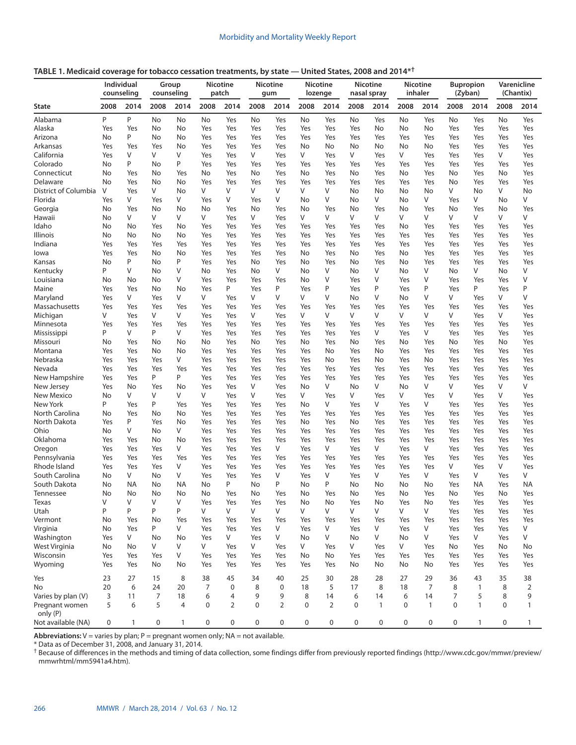**TABLE 1. Medicaid coverage for tobacco cessation treatments, by state — United States, 2008 and 2014*†**

| State | Individual counseling | | Group counseling | | Nicotine patch | | Nicotine gum | | Nicotine lozenge | | Nicotine nasal spray | | Nicotine inhaler | | Bupropion (Zyban) | | Varenicline (Chantix) | |
|---|---|---|---|---|---|---|---|---|---|---|---|---|---|---|---|---|---|---|
| | 2008 | 2014 | 2008 | 2014 | 2008 | 2014 | 2008 | 2014 | 2008 | 2014 | 2008 | 2014 | 2008 | 2014 | 2008 | 2014 | 2008 | 2014 |
| Alabama | P | P | No | No | No | Yes | No | Yes | No | Yes | No | Yes | No | Yes | No | Yes | No | Yes |
| Alaska | Yes | Yes | No | No | Yes | Yes | Yes | Yes | Yes | Yes | Yes | No | No | No | Yes | Yes | Yes | Yes |
| Arizona | No | P | No | No | Yes | Yes | Yes | Yes | Yes | Yes | Yes | Yes | Yes | Yes | Yes | Yes | Yes | Yes |
| Arkansas | Yes | Yes | Yes | No | Yes | Yes | Yes | Yes | No | No | No | No | No | No | Yes | Yes | Yes | Yes |
| California | Yes | V | V | V | Yes | Yes | V | Yes | V | Yes | V | Yes | V | Yes | Yes | Yes | V | Yes |
| Colorado | No | P | No | P | Yes | Yes | Yes | Yes | Yes | Yes | Yes | Yes | Yes | Yes | Yes | Yes | Yes | Yes |
| Connecticut | No | Yes | No | Yes | No | Yes | No | Yes | No | Yes | No | Yes | No | Yes | No | Yes | No | Yes |
| Delaware | No | Yes | No | No | Yes | Yes | Yes | Yes | Yes | Yes | Yes | Yes | Yes | Yes | No | Yes | Yes | Yes |
| District of Columbia | V | Yes | V | No | V | V | V | V | V | V | No | No | No | No | V | No | V | No |
| Florida | Yes | V | Yes | V | Yes | V | Yes | V | No | V | No | V | No | V | Yes | V | No | V |
| Georgia | No | Yes | No | No | No | Yes | No | Yes | No | Yes | No | Yes | No | Yes | No | Yes | No | Yes |
| Hawaii | No | V | V | V | V | Yes | V | Yes | V | V | V | V | V | V | V | V | V | V |
| Idaho | No | No | Yes | No | Yes | Yes | Yes | Yes | Yes | Yes | Yes | Yes | No | Yes | Yes | Yes | Yes | Yes |
| Illinois | No | No | No | No | Yes | Yes | Yes | Yes | Yes | Yes | Yes | Yes | Yes | Yes | Yes | Yes | Yes | Yes |
| Indiana | Yes | Yes | Yes | Yes | Yes | Yes | Yes | Yes | Yes | Yes | Yes | Yes | Yes | Yes | Yes | Yes | Yes | Yes |
| Iowa | Yes | Yes | No | No | Yes | Yes | Yes | Yes | No | Yes | No | Yes | No | Yes | Yes | Yes | Yes | Yes |
| Kansas | No | P | No | P | Yes | Yes | No | Yes | No | Yes | No | Yes | No | Yes | Yes | Yes | Yes | Yes |
| Kentucky | P | V | No | V | No | Yes | No | V | No | V | No | V | No | V | No | V | No | V |
| Louisiana | No | No | No | V | Yes | Yes | Yes | Yes | No | V | Yes | V | Yes | V | Yes | Yes | Yes | V |
| Maine | Yes | Yes | No | No | Yes | P | Yes | P | Yes | P | Yes | P | Yes | P | Yes | P | Yes | P |
| Maryland | Yes | V | Yes | V | V | Yes | V | V | V | V | No | V | No | V | V | Yes | V | V |
| Massachusetts | Yes | Yes | Yes | Yes | Yes | Yes | Yes | Yes | Yes | Yes | Yes | Yes | Yes | Yes | Yes | Yes | Yes | Yes |
| Michigan | V | Yes | V | V | Yes | Yes | V | Yes | V | V | V | V | V | V | V | Yes | V | Yes |
| Minnesota | Yes | Yes | Yes | Yes | Yes | Yes | Yes | Yes | Yes | Yes | Yes | Yes | Yes | Yes | Yes | Yes | Yes | Yes |
| Mississippi | P | V | P | V | Yes | Yes | Yes | Yes | Yes | Yes | Yes | V | Yes | V | Yes | Yes | Yes | Yes |
| Missouri | No | Yes | No | No | No | Yes | No | Yes | No | Yes | No | Yes | No | Yes | No | Yes | No | Yes |
| Montana | Yes | Yes | No | No | Yes | Yes | Yes | Yes | Yes | No | Yes | No | Yes | Yes | Yes | Yes | Yes | Yes |
| Nebraska | Yes | Yes | Yes | V | Yes | Yes | Yes | Yes | Yes | No | Yes | No | Yes | No | Yes | Yes | Yes | Yes |
| Nevada | Yes | Yes | Yes | Yes | Yes | Yes | Yes | Yes | Yes | Yes | Yes | Yes | Yes | Yes | Yes | Yes | Yes | Yes |
| New Hampshire | Yes | Yes | P | P | Yes | Yes | Yes | Yes | Yes | Yes | Yes | Yes | Yes | Yes | Yes | Yes | Yes | Yes |
| New Jersey | Yes | No | Yes | No | Yes | Yes | V | Yes | No | V | No | V | No | V | V | Yes | V | V |
| New Mexico | No | V | V | V | V | Yes | V | Yes | V | Yes | V | Yes | V | Yes | V | Yes | V | Yes |
| New York | P | Yes | P | Yes | Yes | Yes | Yes | Yes | No | V | Yes | V | Yes | V | Yes | Yes | Yes | Yes |
| North Carolina | No | Yes | No | No | Yes | Yes | Yes | Yes | Yes | Yes | Yes | Yes | Yes | Yes | Yes | Yes | Yes | Yes |
| North Dakota | Yes | P | Yes | No | Yes | Yes | Yes | Yes | No | Yes | No | Yes | Yes | Yes | Yes | Yes | Yes | Yes |
| Ohio | No | V | No | V | Yes | Yes | Yes | Yes | Yes | Yes | Yes | Yes | Yes | Yes | Yes | Yes | Yes | Yes |
| Oklahoma | Yes | Yes | No | No | Yes | Yes | Yes | Yes | Yes | Yes | Yes | Yes | Yes | Yes | Yes | Yes | Yes | Yes |
| Oregon | Yes | Yes | Yes | V | Yes | Yes | Yes | V | Yes | V | Yes | V | Yes | V | Yes | Yes | Yes | Yes |
| Pennsylvania | Yes | Yes | Yes | Yes | Yes | Yes | Yes | Yes | Yes | Yes | Yes | Yes | Yes | Yes | Yes | Yes | Yes | Yes |
| Rhode Island | Yes | Yes | Yes | V | Yes | Yes | Yes | Yes | Yes | Yes | Yes | Yes | Yes | Yes | V | Yes | V | Yes |
| South Carolina | No | V | No | V | Yes | Yes | Yes | V | Yes | V | Yes | V | Yes | V | Yes | V | Yes | V |
| South Dakota | No | NA | No | NA | No | P | No | P | No | P | No | No | No | No | Yes | NA | Yes | NA |
| Tennessee | No | No | No | No | No | Yes | No | Yes | No | Yes | No | Yes | No | Yes | No | Yes | No | Yes |
| Texas | V | V | V | V | Yes | Yes | Yes | Yes | No | No | Yes | No | Yes | No | Yes | Yes | Yes | Yes |
| Utah | P | P | P | P | V | V | V | V | V | V | V | V | V | V | Yes | Yes | Yes | Yes |
| Vermont | No | Yes | No | Yes | Yes | Yes | Yes | Yes | Yes | Yes | Yes | Yes | Yes | Yes | Yes | Yes | Yes | Yes |
| Virginia | No | Yes | P | V | Yes | Yes | Yes | V | Yes | V | Yes | V | Yes | V | Yes | Yes | Yes | V |
| Washington | Yes | V | No | No | Yes | V | Yes | V | No | V | No | V | No | V | Yes | V | Yes | V |
| West Virginia | No | No | V | V | V | Yes | V | Yes | V | Yes | V | Yes | V | Yes | No | Yes | No | No |
| Wisconsin | Yes | Yes | Yes | V | Yes | Yes | Yes | Yes | No | No | Yes | Yes | Yes | Yes | Yes | Yes | Yes | Yes |
| Wyoming | Yes | Yes | No | No | Yes | Yes | Yes | Yes | Yes | Yes | No | No | No | No | Yes | Yes | Yes | Yes |
| Yes | 23 | 27 | 15 | 8 | 38 | 45 | 34 | 40 | 25 | 30 | 28 | 28 | 27 | 29 | 36 | 43 | 35 | 38 |
| No | 20 | 6 | 24 | 20 | 7 | 0 | 8 | 0 | 18 | 5 | 17 | 8 | 18 | 7 | 8 | 1 | 8 | 2 |
| Varies by plan (V) | 3 | 11 | 7 | 18 | 6 | 4 | 9 | 9 | 8 | 14 | 6 | 14 | 6 | 14 | 7 | 5 | 8 | 9 |
| Pregnant women only (P) | 5 | 6 | 5 | 4 | 0 | 2 | 0 | 2 | 0 | 2 | 0 | 1 | 0 | 1 | 0 | 1 | 0 | 1 |
| Not available (NA) | 0 | 1 | 0 | 1 | 0 | 0 | 0 | 0 | 0 | 0 | 0 | 0 | 0 | 0 | 0 | 1 | 0 | 1 |

**Abbreviations:** V = varies by plan; P = pregnant women only; NA = not available.

* Data as of December 31, 2008, and January 31, 2014.

† Because of differences in the methods and timing of data collection, some findings differ from previously reported findings (http://www.cdc.gov/mmwr/preview/mmwrhtml/mm5941a4.htm).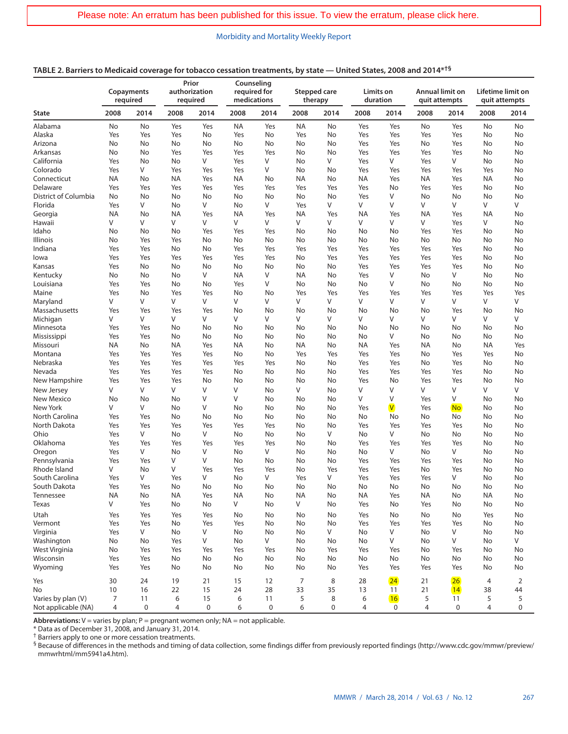Please note: An erratum has been published for this issue. To view the erratum, please click here.

**TABLE 2. Barriers to Medicaid coverage for tobacco cessation treatments, by state — United States, 2008 and 2014*†§**

| State | Copayments required | | Prior authorization required | | Counseling required for medications | | Stepped care therapy | | Limits on duration | | Annual limit on quit attempts | | Lifetime limit on quit attempts | |
|---|---|---|---|---|---|---|---|---|---|---|---|---|---|---|
| | 2008 | 2014 | 2008 | 2014 | 2008 | 2014 | 2008 | 2014 | 2008 | 2014 | 2008 | 2014 | 2008 | 2014 |
| Alabama | No | No | Yes | Yes | NA | Yes | NA | No | Yes | Yes | No | Yes | No | No |
| Alaska | Yes | Yes | Yes | No | Yes | No | Yes | No | Yes | Yes | Yes | Yes | No | No |
| Arizona | No | No | No | No | No | No | No | No | Yes | Yes | No | Yes | No | No |
| Arkansas | No | No | Yes | Yes | Yes | Yes | No | No | Yes | Yes | Yes | Yes | No | No |
| California | Yes | No | No | V | Yes | V | No | V | Yes | V | Yes | V | No | No |
| Colorado | Yes | V | Yes | Yes | Yes | V | No | No | Yes | Yes | Yes | Yes | Yes | No |
| Connecticut | NA | No | NA | Yes | NA | No | NA | No | NA | Yes | NA | Yes | NA | No |
| Delaware | Yes | Yes | Yes | Yes | Yes | Yes | Yes | Yes | Yes | No | Yes | Yes | No | No |
| District of Columbia | No | No | No | No | No | No | No | No | Yes | V | No | No | No | No |
| Florida | Yes | V | No | V | No | V | Yes | V | V | V | V | V | V | V |
| Georgia | NA | No | NA | Yes | NA | Yes | NA | Yes | NA | Yes | NA | Yes | NA | No |
| Hawaii | V | V | V | V | V | V | V | V | V | V | V | Yes | V | No |
| Idaho | No | No | No | Yes | Yes | Yes | No | No | No | No | Yes | Yes | No | No |
| Illinois | No | Yes | Yes | No | No | No | No | No | No | No | No | No | No | No |
| Indiana | Yes | Yes | No | No | Yes | Yes | Yes | Yes | Yes | Yes | Yes | Yes | No | No |
| Iowa | Yes | Yes | Yes | Yes | Yes | Yes | No | Yes | Yes | Yes | Yes | Yes | No | No |
| Kansas | Yes | No | No | No | No | No | No | No | Yes | Yes | Yes | Yes | No | No |
| Kentucky | No | No | No | V | NA | V | NA | No | Yes | V | No | V | No | No |
| Louisiana | Yes | Yes | No | No | Yes | V | No | No | No | V | No | No | No | No |
| Maine | Yes | No | Yes | Yes | No | No | Yes | Yes | Yes | Yes | Yes | Yes | Yes | Yes |
| Maryland | V | V | V | V | V | V | V | V | V | V | V | V | V | V |
| Massachusetts | Yes | Yes | Yes | Yes | No | No | No | No | No | No | No | Yes | No | No |
| Michigan | V | V | V | V | V | V | V | V | V | V | V | V | V | V |
| Minnesota | Yes | Yes | No | No | No | No | No | No | No | No | No | No | No | No |
| Mississippi | Yes | Yes | No | No | No | No | No | No | No | V | No | No | No | No |
| Missouri | NA | No | NA | Yes | NA | No | NA | No | NA | Yes | NA | No | NA | Yes |
| Montana | Yes | Yes | Yes | Yes | No | No | Yes | Yes | Yes | Yes | No | Yes | Yes | No |
| Nebraska | Yes | Yes | Yes | Yes | Yes | Yes | No | No | Yes | Yes | No | Yes | No | No |
| Nevada | Yes | Yes | Yes | Yes | No | No | No | No | Yes | Yes | Yes | Yes | No | No |
| New Hampshire | Yes | Yes | Yes | No | No | No | No | No | Yes | No | Yes | Yes | No | No |
| New Jersey | V | V | V | V | V | No | V | No | V | V | V | V | V | V |
| New Mexico | No | No | No | V | V | No | No | No | V | V | Yes | V | No | No |
| New York | V | V | No | V | No | No | No | No | Yes | V | Yes | No | No | No |
| North Carolina | Yes | Yes | No | No | No | No | No | No | No | No | No | No | No | No |
| North Dakota | Yes | Yes | Yes | Yes | Yes | Yes | No | No | Yes | Yes | Yes | Yes | No | No |
| Ohio | Yes | V | No | V | No | No | No | V | No | V | No | No | No | No |
| Oklahoma | Yes | Yes | Yes | Yes | Yes | Yes | No | No | Yes | Yes | Yes | Yes | No | No |
| Oregon | Yes | V | No | V | No | V | No | No | No | V | No | V | No | No |
| Pennsylvania | Yes | Yes | V | V | No | No | No | No | Yes | Yes | Yes | Yes | No | No |
| Rhode Island | V | No | V | Yes | Yes | Yes | No | Yes | Yes | Yes | No | Yes | No | No |
| South Carolina | Yes | V | Yes | V | No | V | Yes | V | Yes | Yes | Yes | V | No | No |
| South Dakota | Yes | Yes | No | No | No | No | No | No | No | No | No | No | No | No |
| Tennessee | NA | No | NA | Yes | NA | No | NA | No | NA | Yes | NA | No | NA | No |
| Texas | V | Yes | No | No | V | No | V | No | Yes | No | Yes | No | No | No |
| Utah | Yes | Yes | Yes | Yes | No | No | No | No | Yes | No | No | No | Yes | No |
| Vermont | Yes | Yes | No | Yes | Yes | No | No | No | Yes | Yes | Yes | Yes | No | No |
| Virginia | Yes | V | No | V | No | No | No | V | No | V | No | V | No | No |
| Washington | No | No | Yes | V | No | V | No | No | No | V | No | V | No | V |
| West Virginia | No | Yes | Yes | Yes | Yes | Yes | No | Yes | Yes | Yes | No | Yes | No | No |
| Wisconsin | Yes | Yes | No | No | No | No | No | No | No | No | No | No | No | No |
| Wyoming | Yes | Yes | No | No | No | No | No | No | Yes | Yes | Yes | Yes | No | No |
| Yes | 30 | 24 | 19 | 21 | 15 | 12 | 7 | 8 | 28 | 24 | 21 | 26 | 4 | 2 |
| No | 10 | 16 | 22 | 15 | 24 | 28 | 33 | 35 | 13 | 11 | 21 | 14 | 38 | 44 |
| Varies by plan (V) | 7 | 11 | 6 | 15 | 6 | 11 | 5 | 8 | 6 | 16 | 5 | 11 | 5 | 5 |
| Not applicable (NA) | 4 | 0 | 4 | 0 | 6 | 0 | 6 | 0 | 4 | 0 | 4 | 0 | 4 | 0 |

**Abbreviations:** V = varies by plan; P = pregnant women only; NA = not applicable.
\* Data as of December 31, 2008, and January 31, 2014.
† Barriers apply to one or more cessation treatments.
§ Because of differences in the methods and timing of data collection, some findings differ from previously reported findings (http://www.cdc.gov/mmwr/preview/mmwrhtml/mm5941a4.htm).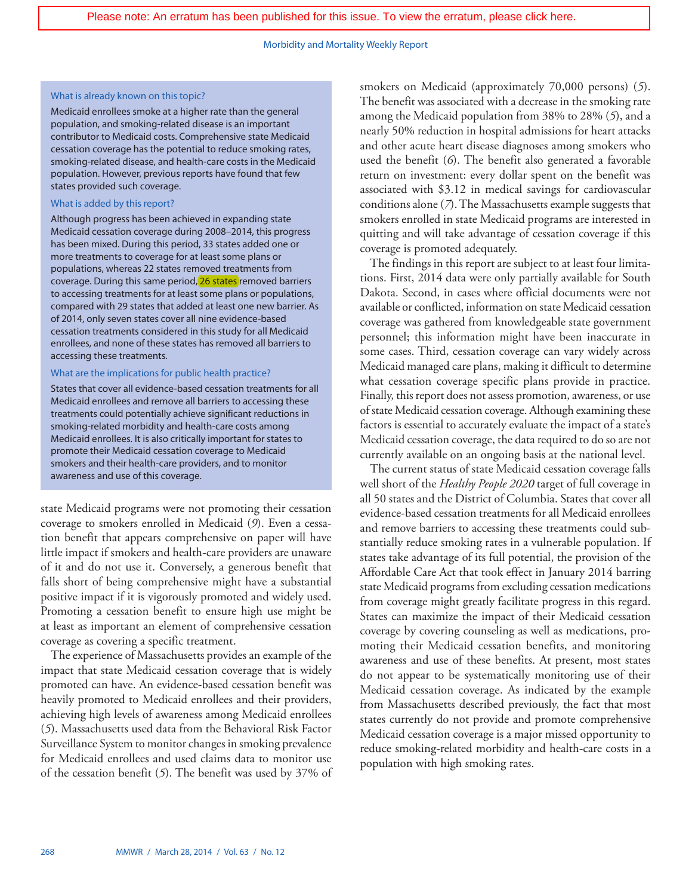Please note: An erratum has been published for this issue. To view the erratum, please click here.

**What is already known on this topic?**

Medicaid enrollees smoke at a higher rate than the general population, and smoking-related disease is an important contributor to Medicaid costs. Comprehensive state Medicaid cessation coverage has the potential to reduce smoking rates, smoking-related disease, and health-care costs in the Medicaid population. However, previous reports have found that few states provided such coverage.

**What is added by this report?**

Although progress has been achieved in expanding state Medicaid cessation coverage during 2008–2014, this progress has been mixed. During this period, 33 states added one or more treatments to coverage for at least some plans or populations, whereas 22 states removed treatments from coverage. During this same period, 26 states removed barriers to accessing treatments for at least some plans or populations, compared with 29 states that added at least one new barrier. As of 2014, only seven states cover all nine evidence-based cessation treatments considered in this study for all Medicaid enrollees, and none of these states has removed all barriers to accessing these treatments.

**What are the implications for public health practice?**

States that cover all evidence-based cessation treatments for all Medicaid enrollees and remove all barriers to accessing these treatments could potentially achieve significant reductions in smoking-related morbidity and health-care costs among Medicaid enrollees. It is also critically important for states to promote their Medicaid cessation coverage to Medicaid smokers and their health-care providers, and to monitor awareness and use of this coverage.

state Medicaid programs were not promoting their cessation coverage to smokers enrolled in Medicaid (*9*). Even a cessation benefit that appears comprehensive on paper will have little impact if smokers and health-care providers are unaware of it and do not use it. Conversely, a generous benefit that falls short of being comprehensive might have a substantial positive impact if it is vigorously promoted and widely used. Promoting a cessation benefit to ensure high use might be at least as important an element of comprehensive cessation coverage as covering a specific treatment.

The experience of Massachusetts provides an example of the impact that state Medicaid cessation coverage that is widely promoted can have. An evidence-based cessation benefit was heavily promoted to Medicaid enrollees and their providers, achieving high levels of awareness among Medicaid enrollees (*5*). Massachusetts used data from the Behavioral Risk Factor Surveillance System to monitor changes in smoking prevalence for Medicaid enrollees and used claims data to monitor use of the cessation benefit (*5*). The benefit was used by 37% of smokers on Medicaid (approximately 70,000 persons) (*5*). The benefit was associated with a decrease in the smoking rate among the Medicaid population from 38% to 28% (*5*), and a nearly 50% reduction in hospital admissions for heart attacks and other acute heart disease diagnoses among smokers who used the benefit (*6*). The benefit also generated a favorable return on investment: every dollar spent on the benefit was associated with $3.12 in medical savings for cardiovascular conditions alone (*7*). The Massachusetts example suggests that smokers enrolled in state Medicaid programs are interested in quitting and will take advantage of cessation coverage if this coverage is promoted adequately.

The findings in this report are subject to at least four limitations. First, 2014 data were only partially available for South Dakota. Second, in cases where official documents were not available or conflicted, information on state Medicaid cessation coverage was gathered from knowledgeable state government personnel; this information might have been inaccurate in some cases. Third, cessation coverage can vary widely across Medicaid managed care plans, making it difficult to determine what cessation coverage specific plans provide in practice. Finally, this report does not assess promotion, awareness, or use of state Medicaid cessation coverage. Although examining these factors is essential to accurately evaluate the impact of a state's Medicaid cessation coverage, the data required to do so are not currently available on an ongoing basis at the national level.

The current status of state Medicaid cessation coverage falls well short of the *Healthy People 2020* target of full coverage in all 50 states and the District of Columbia. States that cover all evidence-based cessation treatments for all Medicaid enrollees and remove barriers to accessing these treatments could substantially reduce smoking rates in a vulnerable population. If states take advantage of its full potential, the provision of the Affordable Care Act that took effect in January 2014 barring state Medicaid programs from excluding cessation medications from coverage might greatly facilitate progress in this regard. States can maximize the impact of their Medicaid cessation coverage by covering counseling as well as medications, promoting their Medicaid cessation benefits, and monitoring awareness and use of these benefits. At present, most states do not appear to be systematically monitoring use of their Medicaid cessation coverage. As indicated by the example from Massachusetts described previously, the fact that most states currently do not provide and promote comprehensive Medicaid cessation coverage is a major missed opportunity to reduce smoking-related morbidity and health-care costs in a population with high smoking rates.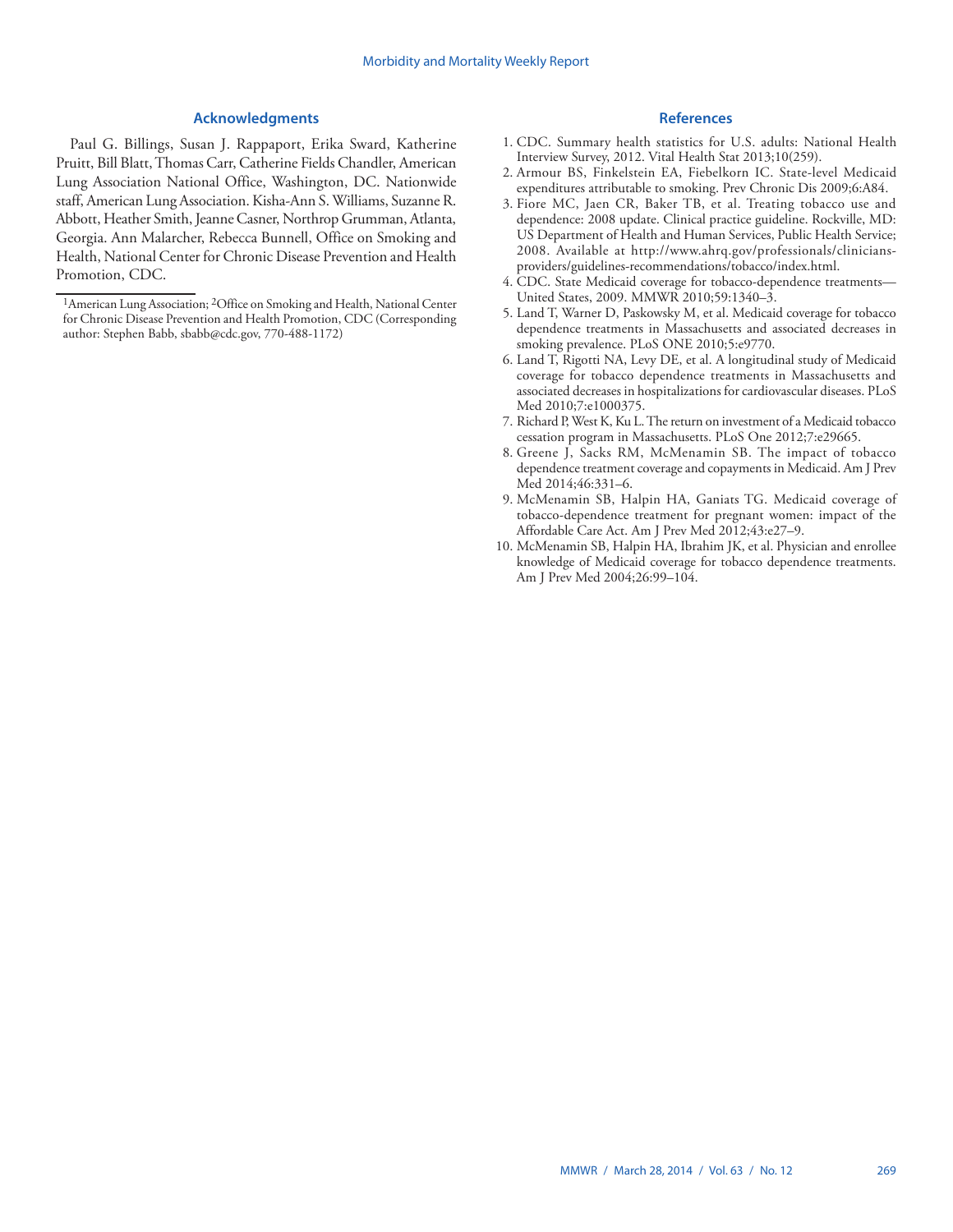## Acknowledgments

Paul G. Billings, Susan J. Rappaport, Erika Sward, Katherine Pruitt, Bill Blatt, Thomas Carr, Catherine Fields Chandler, American Lung Association National Office, Washington, DC. Nationwide staff, American Lung Association. Kisha-Ann S. Williams, Suzanne R. Abbott, Heather Smith, Jeanne Casner, Northrop Grumman, Atlanta, Georgia. Ann Malarcher, Rebecca Bunnell, Office on Smoking and Health, National Center for Chronic Disease Prevention and Health Promotion, CDC.

[1]American Lung Association; [2]Office on Smoking and Health, National Center for Chronic Disease Prevention and Health Promotion, CDC (Corresponding author: Stephen Babb, sbabb@cdc.gov, 770-488-1172)

## References

1. CDC. Summary health statistics for U.S. adults: National Health Interview Survey, 2012. Vital Health Stat 2013;10(259).
2. Armour BS, Finkelstein EA, Fiebelkorn IC. State-level Medicaid expenditures attributable to smoking. Prev Chronic Dis 2009;6:A84.
3. Fiore MC, Jaen CR, Baker TB, et al. Treating tobacco use and dependence: 2008 update. Clinical practice guideline. Rockville, MD: US Department of Health and Human Services, Public Health Service; 2008. Available at http://www.ahrq.gov/professionals/clinicians-providers/guidelines-recommendations/tobacco/index.html.
4. CDC. State Medicaid coverage for tobacco-dependence treatments—United States, 2009. MMWR 2010;59:1340–3.
5. Land T, Warner D, Paskowsky M, et al. Medicaid coverage for tobacco dependence treatments in Massachusetts and associated decreases in smoking prevalence. PLoS ONE 2010;5:e9770.
6. Land T, Rigotti NA, Levy DE, et al. A longitudinal study of Medicaid coverage for tobacco dependence treatments in Massachusetts and associated decreases in hospitalizations for cardiovascular diseases. PLoS Med 2010;7:e1000375.
7. Richard P, West K, Ku L. The return on investment of a Medicaid tobacco cessation program in Massachusetts. PLoS One 2012;7:e29665.
8. Greene J, Sacks RM, McMenamin SB. The impact of tobacco dependence treatment coverage and copayments in Medicaid. Am J Prev Med 2014;46:331–6.
9. McMenamin SB, Halpin HA, Ganiats TG. Medicaid coverage of tobacco-dependence treatment for pregnant women: impact of the Affordable Care Act. Am J Prev Med 2012;43:e27–9.
10. McMenamin SB, Halpin HA, Ibrahim JK, et al. Physician and enrollee knowledge of Medicaid coverage for tobacco dependence treatments. Am J Prev Med 2004;26:99–104.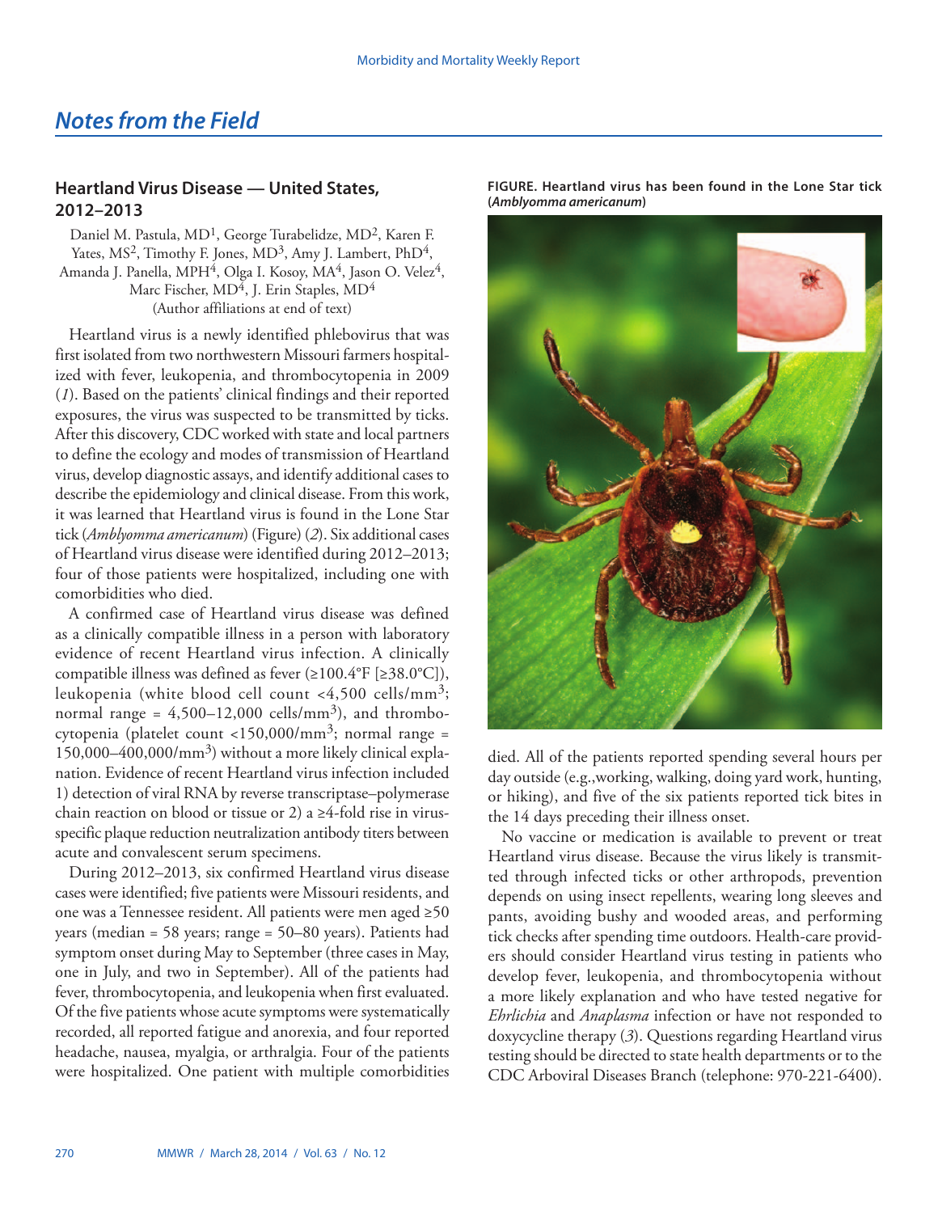## Notes from the Field

### Heartland Virus Disease — United States, 2012–2013

Daniel M. Pastula, MD[1], George Turabelidze, MD[2], Karen F. Yates, MS[2], Timothy F. Jones, MD[3], Amy J. Lambert, PhD[4], Amanda J. Panella, MPH[4], Olga I. Kosoy, MA[4], Jason O. Velez[4], Marc Fischer, MD[4], J. Erin Staples, MD[4]
(Author affiliations at end of text)

Heartland virus is a newly identified phlebovirus that was first isolated from two northwestern Missouri farmers hospitalized with fever, leukopenia, and thrombocytopenia in 2009 (*1*). Based on the patients' clinical findings and their reported exposures, the virus was suspected to be transmitted by ticks. After this discovery, CDC worked with state and local partners to define the ecology and modes of transmission of Heartland virus, develop diagnostic assays, and identify additional cases to describe the epidemiology and clinical disease. From this work, it was learned that Heartland virus is found in the Lone Star tick (*Amblyomma americanum*) (Figure) (*2*). Six additional cases of Heartland virus disease were identified during 2012–2013; four of those patients were hospitalized, including one with comorbidities who died.

A confirmed case of Heartland virus disease was defined as a clinically compatible illness in a person with laboratory evidence of recent Heartland virus infection. A clinically compatible illness was defined as fever (≥100.4°F [≥38.0°C]), leukopenia (white blood cell count <4,500 cells/mm$^3$; normal range = 4,500–12,000 cells/mm$^3$), and thrombocytopenia (platelet count <150,000/mm$^3$; normal range = 150,000–400,000/mm$^3$) without a more likely clinical explanation. Evidence of recent Heartland virus infection included 1) detection of viral RNA by reverse transcriptase–polymerase chain reaction on blood or tissue or 2) a ≥4-fold rise in virus-specific plaque reduction neutralization antibody titers between acute and convalescent serum specimens.

During 2012–2013, six confirmed Heartland virus disease cases were identified; five patients were Missouri residents, and one was a Tennessee resident. All patients were men aged ≥50 years (median = 58 years; range = 50–80 years). Patients had symptom onset during May to September (three cases in May, one in July, and two in September). All of the patients had fever, thrombocytopenia, and leukopenia when first evaluated. Of the five patients whose acute symptoms were systematically recorded, all reported fatigue and anorexia, and four reported headache, nausea, myalgia, or arthralgia. Four of the patients were hospitalized. One patient with multiple comorbidities died. All of the patients reported spending several hours per day outside (e.g.,working, walking, doing yard work, hunting, or hiking), and five of the six patients reported tick bites in the 14 days preceding their illness onset.

**FIGURE. Heartland virus has been found in the Lone Star tick (*Amblyomma americanum*)**

No vaccine or medication is available to prevent or treat Heartland virus disease. Because the virus likely is transmitted through infected ticks or other arthropods, prevention depends on using insect repellents, wearing long sleeves and pants, avoiding bushy and wooded areas, and performing tick checks after spending time outdoors. Health-care providers should consider Heartland virus testing in patients who develop fever, leukopenia, and thrombocytopenia without a more likely explanation and who have tested negative for *Ehrlichia* and *Anaplasma* infection or have not responded to doxycycline therapy (*3*). Questions regarding Heartland virus testing should be directed to state health departments or to the CDC Arboviral Diseases Branch (telephone: 970-221-6400).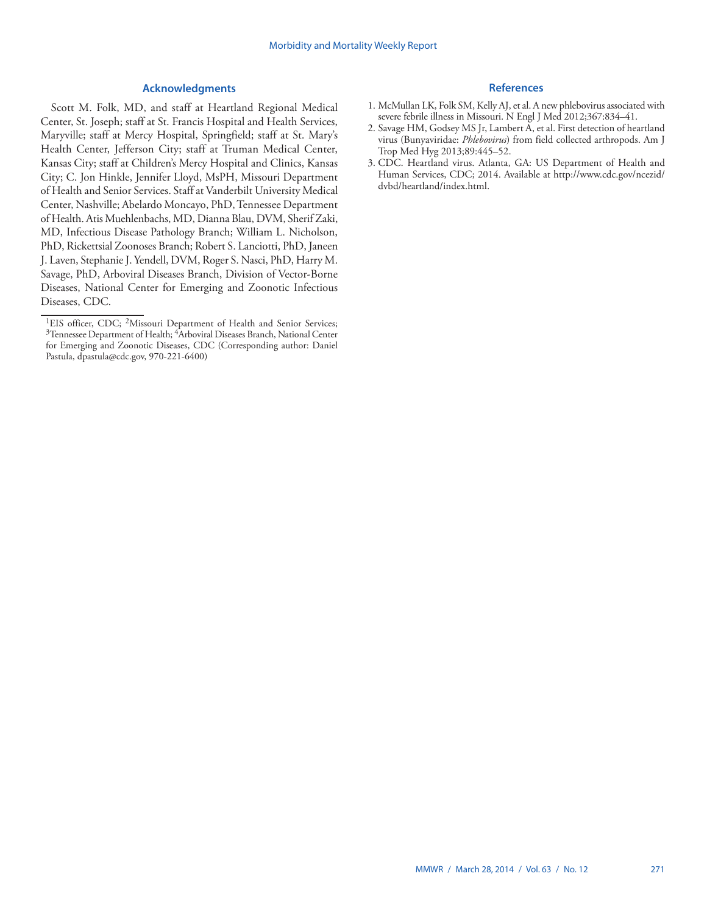## Acknowledgments

Scott M. Folk, MD, and staff at Heartland Regional Medical Center, St. Joseph; staff at St. Francis Hospital and Health Services, Maryville; staff at Mercy Hospital, Springfield; staff at St. Mary's Health Center, Jefferson City; staff at Truman Medical Center, Kansas City; staff at Children's Mercy Hospital and Clinics, Kansas City; C. Jon Hinkle, Jennifer Lloyd, MsPH, Missouri Department of Health and Senior Services. Staff at Vanderbilt University Medical Center, Nashville; Abelardo Moncayo, PhD, Tennessee Department of Health. Atis Muehlenbachs, MD, Dianna Blau, DVM, Sherif Zaki, MD, Infectious Disease Pathology Branch; William L. Nicholson, PhD, Rickettsial Zoonoses Branch; Robert S. Lanciotti, PhD, Janeen J. Laven, Stephanie J. Yendell, DVM, Roger S. Nasci, PhD, Harry M. Savage, PhD, Arboviral Diseases Branch, Division of Vector-Borne Diseases, National Center for Emerging and Zoonotic Infectious Diseases, CDC.

[1]EIS officer, CDC; [2]Missouri Department of Health and Senior Services; [3]Tennessee Department of Health; [4]Arboviral Diseases Branch, National Center for Emerging and Zoonotic Diseases, CDC (Corresponding author: Daniel Pastula, dpastula@cdc.gov, 970-221-6400)

## References

1. McMullan LK, Folk SM, Kelly AJ, et al. A new phlebovirus associated with severe febrile illness in Missouri. N Engl J Med 2012;367:834–41.
2. Savage HM, Godsey MS Jr, Lambert A, et al. First detection of heartland virus (Bunyaviridae: *Phlebovirus*) from field collected arthropods. Am J Trop Med Hyg 2013;89:445–52.
3. CDC. Heartland virus. Atlanta, GA: US Department of Health and Human Services, CDC; 2014. Available at http://www.cdc.gov/ncezid/dvbd/heartland/index.html.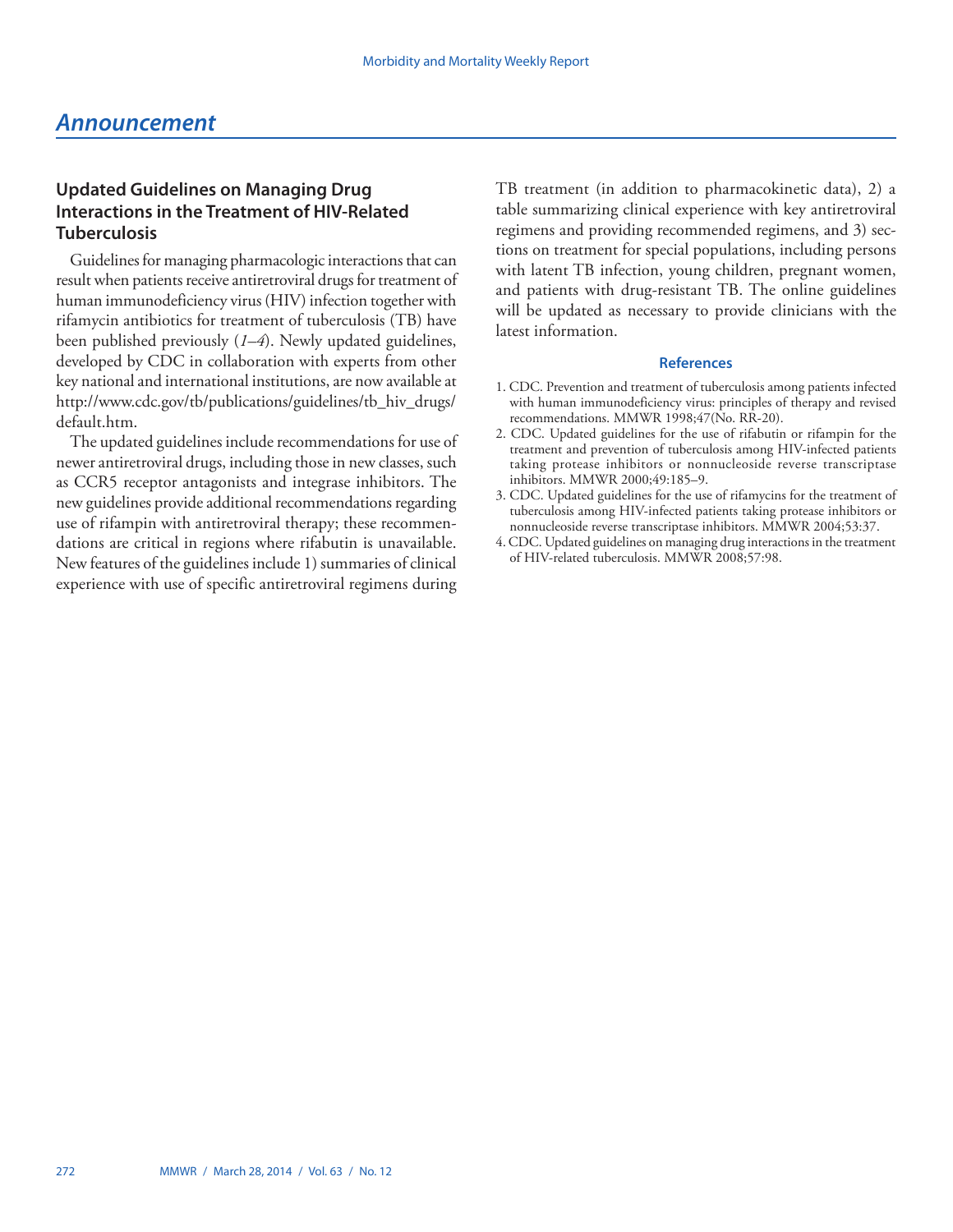## Announcement

### Updated Guidelines on Managing Drug Interactions in the Treatment of HIV-Related Tuberculosis

Guidelines for managing pharmacologic interactions that can result when patients receive antiretroviral drugs for treatment of human immunodeficiency virus (HIV) infection together with rifamycin antibiotics for treatment of tuberculosis (TB) have been published previously (*1–4*). Newly updated guidelines, developed by CDC in collaboration with experts from other key national and international institutions, are now available at http://www.cdc.gov/tb/publications/guidelines/tb_hiv_drugs/default.htm.

The updated guidelines include recommendations for use of newer antiretroviral drugs, including those in new classes, such as CCR5 receptor antagonists and integrase inhibitors. The new guidelines provide additional recommendations regarding use of rifampin with antiretroviral therapy; these recommendations are critical in regions where rifabutin is unavailable. New features of the guidelines include 1) summaries of clinical experience with use of specific antiretroviral regimens during TB treatment (in addition to pharmacokinetic data), 2) a table summarizing clinical experience with key antiretroviral regimens and providing recommended regimens, and 3) sections on treatment for special populations, including persons with latent TB infection, young children, pregnant women, and patients with drug-resistant TB. The online guidelines will be updated as necessary to provide clinicians with the latest information.

#### References

1. CDC. Prevention and treatment of tuberculosis among patients infected with human immunodeficiency virus: principles of therapy and revised recommendations. MMWR 1998;47(No. RR-20).
2. CDC. Updated guidelines for the use of rifabutin or rifampin for the treatment and prevention of tuberculosis among HIV-infected patients taking protease inhibitors or nonnucleoside reverse transcriptase inhibitors. MMWR 2000;49:185–9.
3. CDC. Updated guidelines for the use of rifamycins for the treatment of tuberculosis among HIV-infected patients taking protease inhibitors or nonnucleoside reverse transcriptase inhibitors. MMWR 2004;53:37.
4. CDC. Updated guidelines on managing drug interactions in the treatment of HIV-related tuberculosis. MMWR 2008;57:98.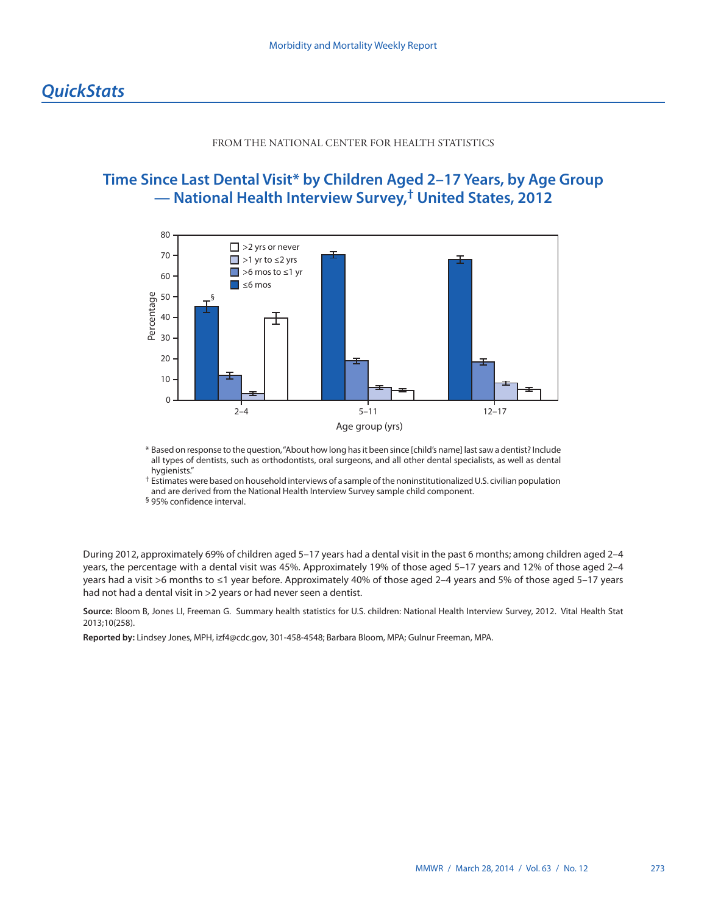# *QuickStats*

FROM THE NATIONAL CENTER FOR HEALTH STATISTICS

## Time Since Last Dental Visit* by Children Aged 2–17 Years, by Age Group — National Health Interview Survey,† United States, 2012

\* Based on response to the question, "About how long has it been since [child's name] last saw a dentist? Include all types of dentists, such as orthodontists, oral surgeons, and all other dental specialists, as well as dental hygienists."

† Estimates were based on household interviews of a sample of the noninstitutionalized U.S. civilian population and are derived from the National Health Interview Survey sample child component.

§ 95% confidence interval.

During 2012, approximately 69% of children aged 5–17 years had a dental visit in the past 6 months; among children aged 2–4 years, the percentage with a dental visit was 45%. Approximately 19% of those aged 5–17 years and 12% of those aged 2–4 years had a visit >6 months to ≤1 year before. Approximately 40% of those aged 2–4 years and 5% of those aged 5–17 years had not had a dental visit in >2 years or had never seen a dentist.

**Source:** Bloom B, Jones LI, Freeman G. Summary health statistics for U.S. children: National Health Interview Survey, 2012. Vital Health Stat 2013;10(258).

**Reported by:** Lindsey Jones, MPH, izf4@cdc.gov, 301-458-4548; Barbara Bloom, MPA; Gulnur Freeman, MPA.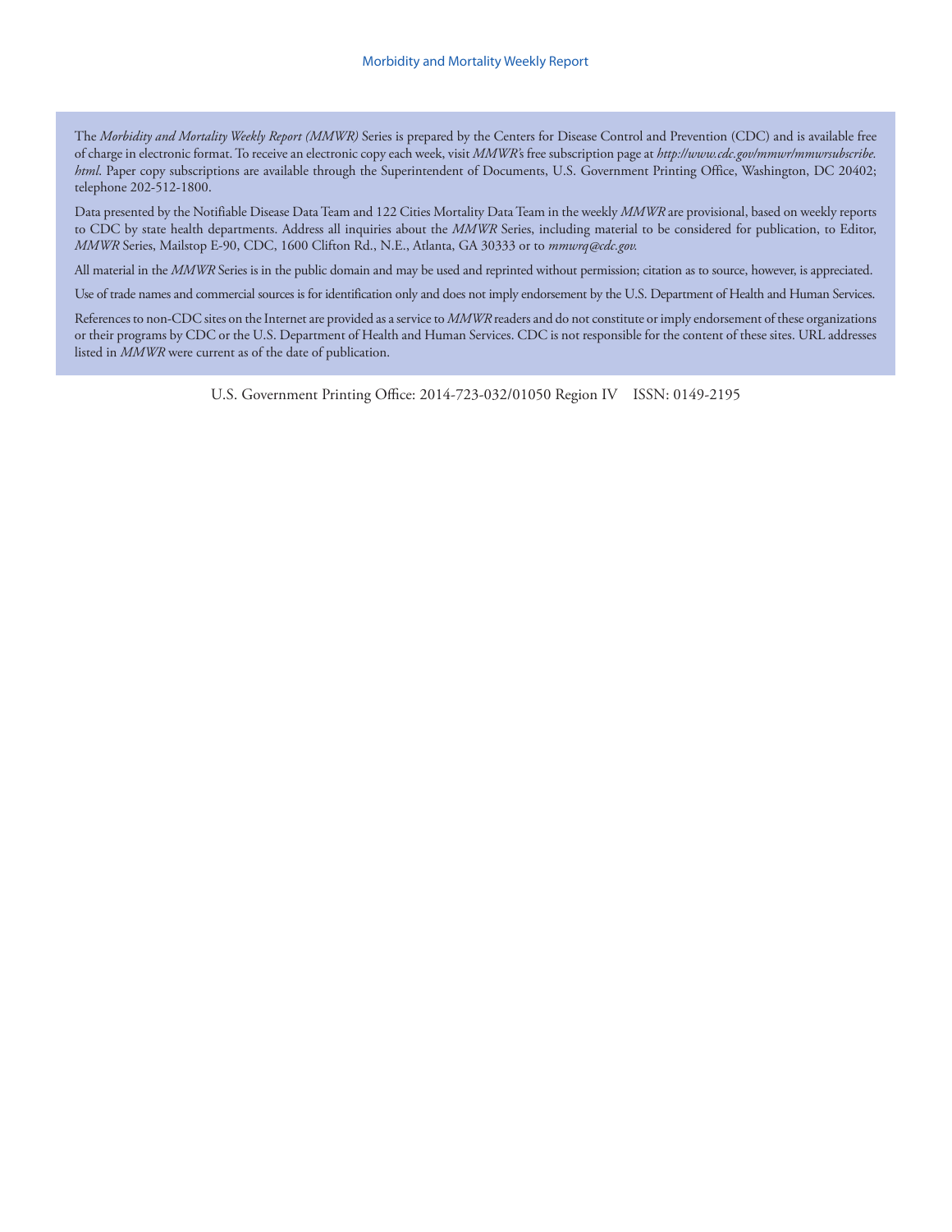The *Morbidity and Mortality Weekly Report (MMWR)* Series is prepared by the Centers for Disease Control and Prevention (CDC) and is available free of charge in electronic format. To receive an electronic copy each week, visit *MMWR*'s free subscription page at *http://www.cdc.gov/mmwr/mmwrsubscribe.html*. Paper copy subscriptions are available through the Superintendent of Documents, U.S. Government Printing Office, Washington, DC 20402; telephone 202-512-1800.

Data presented by the Notifiable Disease Data Team and 122 Cities Mortality Data Team in the weekly *MMWR* are provisional, based on weekly reports to CDC by state health departments. Address all inquiries about the *MMWR* Series, including material to be considered for publication, to Editor, *MMWR* Series, Mailstop E-90, CDC, 1600 Clifton Rd., N.E., Atlanta, GA 30333 or to *mmwrq@cdc.gov.*

All material in the *MMWR* Series is in the public domain and may be used and reprinted without permission; citation as to source, however, is appreciated.

Use of trade names and commercial sources is for identification only and does not imply endorsement by the U.S. Department of Health and Human Services.

References to non-CDC sites on the Internet are provided as a service to *MMWR* readers and do not constitute or imply endorsement of these organizations or their programs by CDC or the U.S. Department of Health and Human Services. CDC is not responsible for the content of these sites. URL addresses listed in *MMWR* were current as of the date of publication.

U.S. Government Printing Office: 2014-723-032/01050 Region IV ISSN: 0149-2195